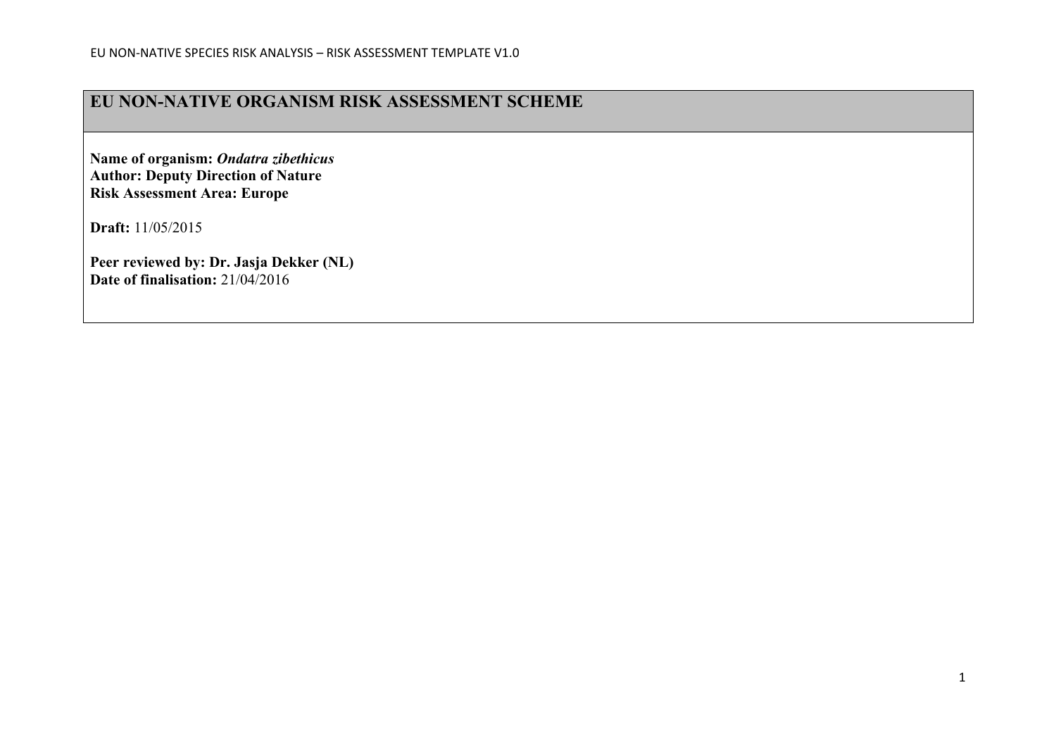# EU NON-NATIVE ORGANISM RISK ASSESSMENT SCHEME

**Name of organism:** ***Ondatra zibethicus***
**Author: Deputy Direction of Nature**
**Risk Assessment Area: Europe**

**Draft:** 11/05/2015

**Peer reviewed by: Dr. Jasja Dekker (NL)**
**Date of finalisation:** 21/04/2016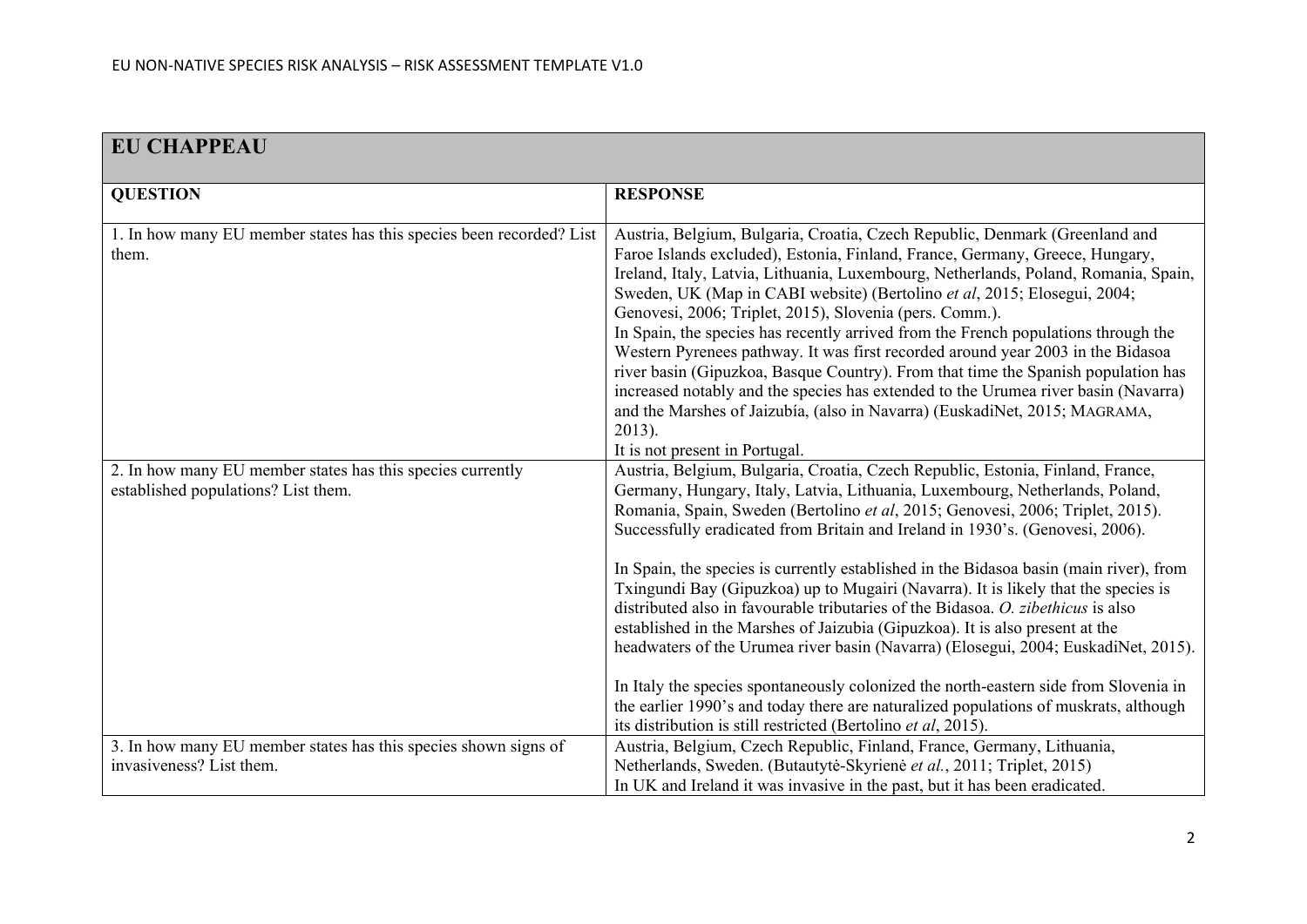| EU CHAPPEAU | |
|---|---|
| **QUESTION** | **RESPONSE** |
| 1. In how many EU member states has this species been recorded? List them. | Austria, Belgium, Bulgaria, Croatia, Czech Republic, Denmark (Greenland and Faroe Islands excluded), Estonia, Finland, France, Germany, Greece, Hungary, Ireland, Italy, Latvia, Lithuania, Luxembourg, Netherlands, Poland, Romania, Spain, Sweden, UK (Map in CABI website) (Bertolino *et al*, 2015; Elosegui, 2004; Genovesi, 2006; Triplet, 2015), Slovenia (pers. Comm.).<br>In Spain, the species has recently arrived from the French populations through the Western Pyrenees pathway. It was first recorded around year 2003 in the Bidasoa river basin (Gipuzkoa, Basque Country). From that time the Spanish population has increased notably and the species has extended to the Urumea river basin (Navarra) and the Marshes of Jaizubía, (also in Navarra) (EuskadiNet, 2015; MAGRAMA, 2013).<br>It is not present in Portugal. |
| 2. In how many EU member states has this species currently established populations? List them. | Austria, Belgium, Bulgaria, Croatia, Czech Republic, Estonia, Finland, France, Germany, Hungary, Italy, Latvia, Lithuania, Luxembourg, Netherlands, Poland, Romania, Spain, Sweden (Bertolino *et al*, 2015; Genovesi, 2006; Triplet, 2015). Successfully eradicated from Britain and Ireland in 1930's. (Genovesi, 2006).<br><br>In Spain, the species is currently established in the Bidasoa basin (main river), from Txingundi Bay (Gipuzkoa) up to Mugairi (Navarra). It is likely that the species is distributed also in favourable tributaries of the Bidasoa. *O. zibethicus* is also established in the Marshes of Jaizubia (Gipuzkoa). It is also present at the headwaters of the Urumea river basin (Navarra) (Elosegui, 2004; EuskadiNet, 2015).<br><br>In Italy the species spontaneously colonized the north-eastern side from Slovenia in the earlier 1990's and today there are naturalized populations of muskrats, although its distribution is still restricted (Bertolino *et al*, 2015). |
| 3. In how many EU member states has this species shown signs of invasiveness? List them. | Austria, Belgium, Czech Republic, Finland, France, Germany, Lithuania, Netherlands, Sweden. (Butautytė-Skyrienė *et al.*, 2011; Triplet, 2015)<br>In UK and Ireland it was invasive in the past, but it has been eradicated. |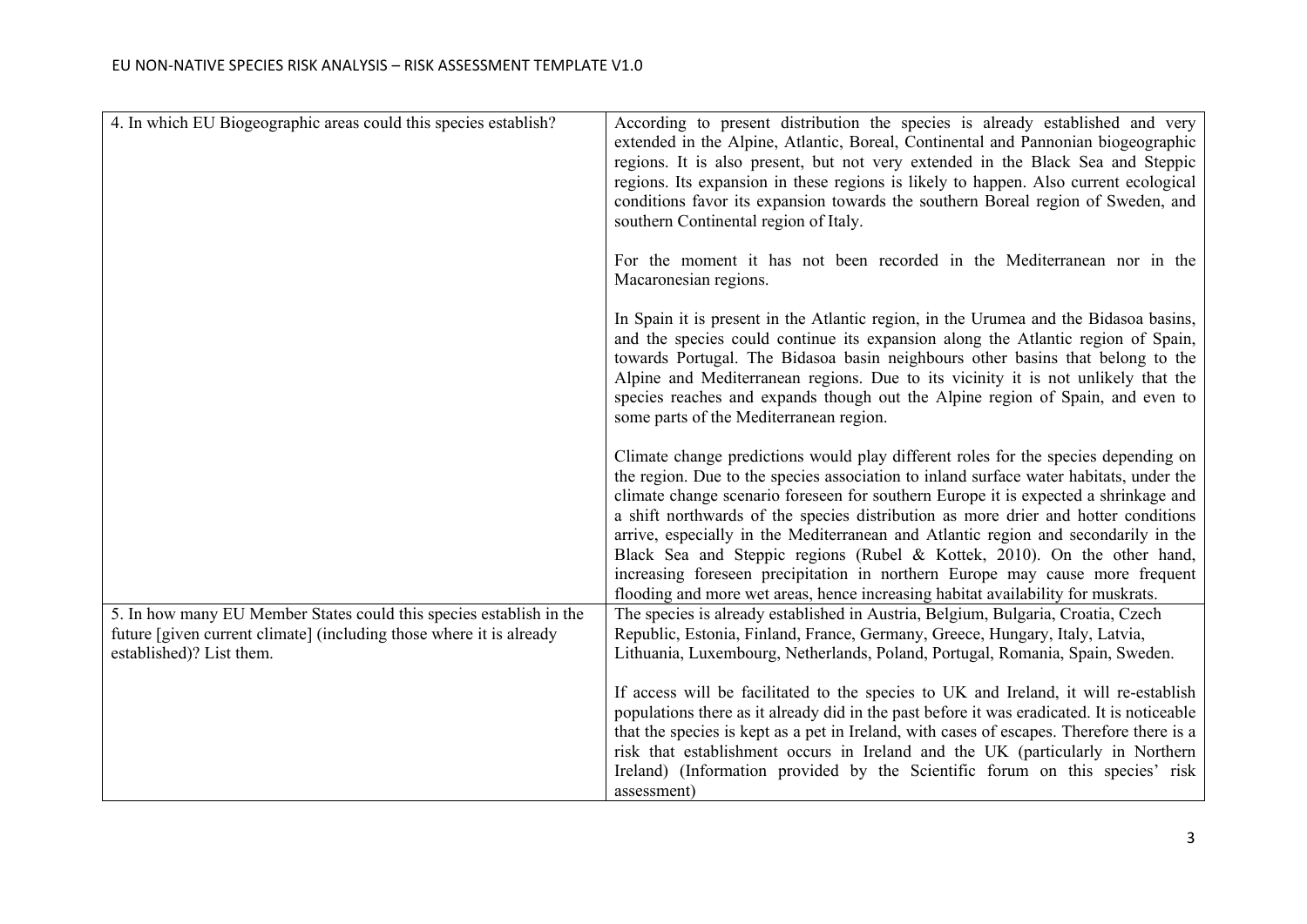| | |
|---|---|
| 4. In which EU Biogeographic areas could this species establish? | According to present distribution the species is already established and very extended in the Alpine, Atlantic, Boreal, Continental and Pannonian biogeographic regions. It is also present, but not very extended in the Black Sea and Steppic regions. Its expansion in these regions is likely to happen. Also current ecological conditions favor its expansion towards the southern Boreal region of Sweden, and southern Continental region of Italy.<br><br>For the moment it has not been recorded in the Mediterranean nor in the Macaronesian regions.<br><br>In Spain it is present in the Atlantic region, in the Urumea and the Bidasoa basins, and the species could continue its expansion along the Atlantic region of Spain, towards Portugal. The Bidasoa basin neighbours other basins that belong to the Alpine and Mediterranean regions. Due to its vicinity it is not unlikely that the species reaches and expands though out the Alpine region of Spain, and even to some parts of the Mediterranean region.<br><br>Climate change predictions would play different roles for the species depending on the region. Due to the species association to inland surface water habitats, under the climate change scenario foreseen for southern Europe it is expected a shrinkage and a shift northwards of the species distribution as more drier and hotter conditions arrive, especially in the Mediterranean and Atlantic region and secondarily in the Black Sea and Steppic regions (Rubel & Kottek, 2010). On the other hand, increasing foreseen precipitation in northern Europe may cause more frequent flooding and more wet areas, hence increasing habitat availability for muskrats. |
| 5. In how many EU Member States could this species establish in the future [given current climate] (including those where it is already established)? List them. | The species is already established in Austria, Belgium, Bulgaria, Croatia, Czech Republic, Estonia, Finland, France, Germany, Greece, Hungary, Italy, Latvia, Lithuania, Luxembourg, Netherlands, Poland, Portugal, Romania, Spain, Sweden.<br><br>If access will be facilitated to the species to UK and Ireland, it will re-establish populations there as it already did in the past before it was eradicated. It is noticeable that the species is kept as a pet in Ireland, with cases of escapes. Therefore there is a risk that establishment occurs in Ireland and the UK (particularly in Northern Ireland) (Information provided by the Scientific forum on this species' risk assessment) |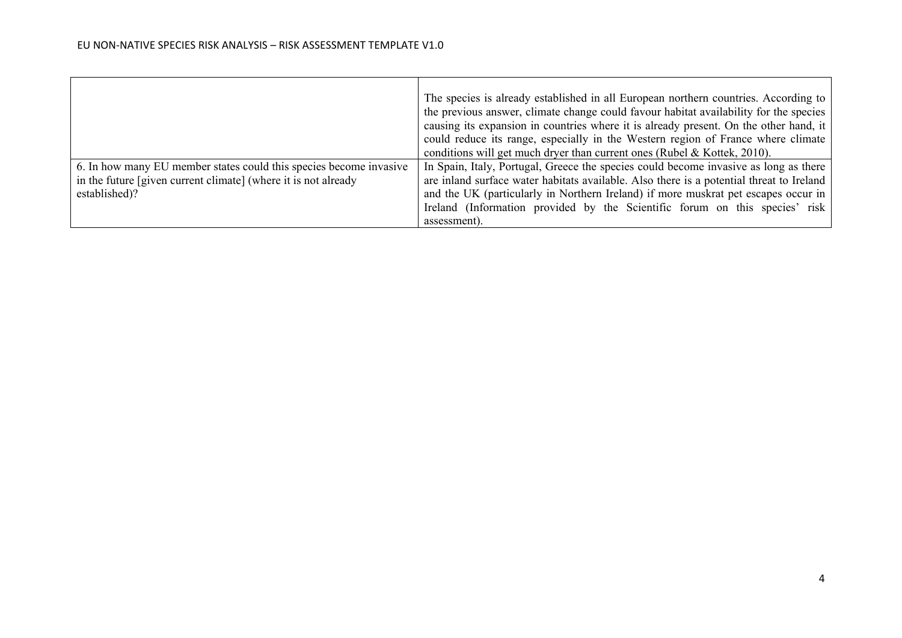| | |
|---|---|
| | The species is already established in all European northern countries. According to the previous answer, climate change could favour habitat availability for the species causing its expansion in countries where it is already present. On the other hand, it could reduce its range, especially in the Western region of France where climate conditions will get much dryer than current ones (Rubel & Kottek, 2010). |
| 6. In how many EU member states could this species become invasive in the future [given current climate] (where it is not already established)? | In Spain, Italy, Portugal, Greece the species could become invasive as long as there are inland surface water habitats available. Also there is a potential threat to Ireland and the UK (particularly in Northern Ireland) if more muskrat pet escapes occur in Ireland (Information provided by the Scientific forum on this species' risk assessment). |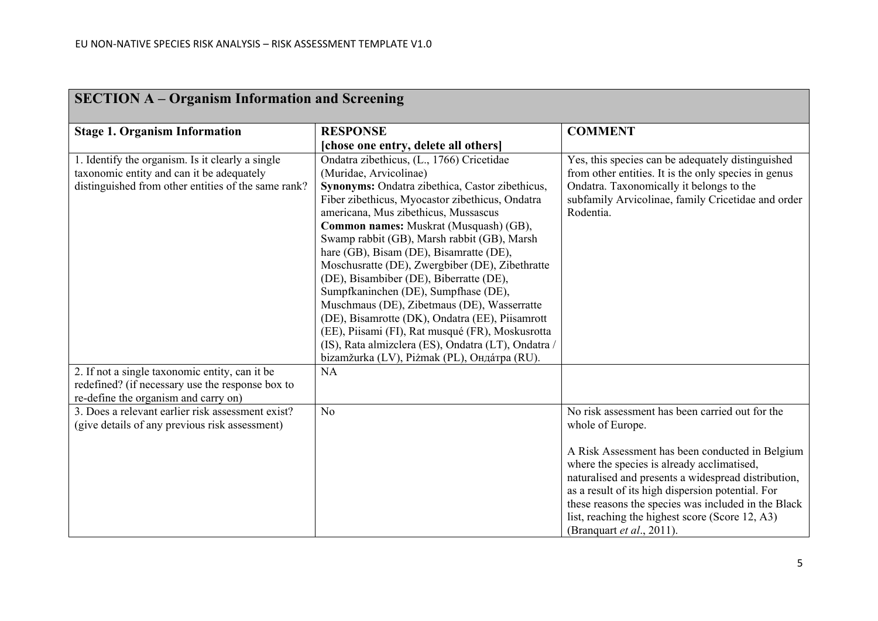| **SECTION A – Organism Information and Screening** | | |
|---|---|---|
| **Stage 1. Organism Information** | **RESPONSE** **[chose one entry, delete all others]** | **COMMENT** |
| 1. Identify the organism. Is it clearly a single taxonomic entity and can it be adequately distinguished from other entities of the same rank? | Ondatra zibethicus, (L., 1766) Cricetidae (Muridae, Arvicolinae) **Synonyms:** Ondatra zibethica, Castor zibethicus, Fiber zibethicus, Myocastor zibethicus, Ondatra americana, Mus zibethicus, Mussascus **Common names:** Muskrat (Musquash) (GB), Swamp rabbit (GB), Marsh rabbit (GB), Marsh hare (GB), Bisam (DE), Bisamratte (DE), Moschusratte (DE), Zwergbiber (DE), Zibethratte (DE), Bisambiber (DE), Biberratte (DE), Sumpfkaninchen (DE), Sumpfhase (DE), Muschmaus (DE), Zibetmaus (DE), Wasserratte (DE), Bisamrotte (DK), Ondatra (EE), Piisamrott (EE), Piisami (FI), Rat musqué (FR), Moskusrotta (IS), Rata almizclera (ES), Ondatra (LT), Ondatra / bizamžurka (LV), Piżmak (PL), Онда́тра (RU). | Yes, this species can be adequately distinguished from other entities. It is the only species in genus Ondatra. Taxonomically it belongs to the subfamily Arvicolinae, family Cricetidae and order Rodentia. |
| 2. If not a single taxonomic entity, can it be redefined? (if necessary use the response box to re-define the organism and carry on) | NA | |
| 3. Does a relevant earlier risk assessment exist? (give details of any previous risk assessment) | No | No risk assessment has been carried out for the whole of Europe. A Risk Assessment has been conducted in Belgium where the species is already acclimatised, naturalised and presents a widespread distribution, as a result of its high dispersion potential. For these reasons the species was included in the Black list, reaching the highest score (Score 12, A3) (Branquart *et al*., 2011). |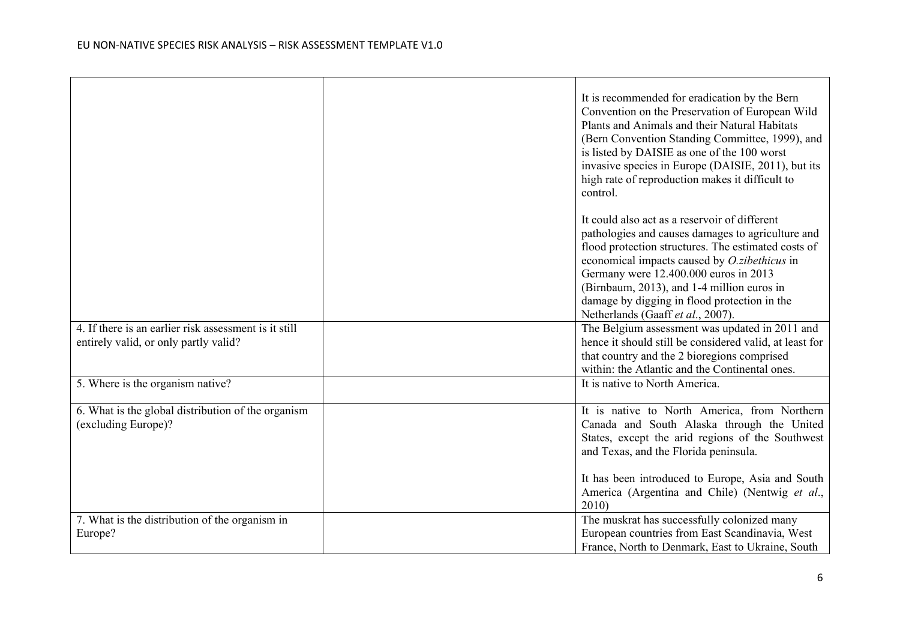| | | |
|---|---|---|
| | | It is recommended for eradication by the Bern Convention on the Preservation of European Wild Plants and Animals and their Natural Habitats (Bern Convention Standing Committee, 1999), and is listed by DAISIE as one of the 100 worst invasive species in Europe (DAISIE, 2011), but its high rate of reproduction makes it difficult to control.<br><br>It could also act as a reservoir of different pathologies and causes damages to agriculture and flood protection structures. The estimated costs of economical impacts caused by *O.zibethicus* in Germany were 12.400.000 euros in 2013 (Birnbaum, 2013), and 1-4 million euros in damage by digging in flood protection in the Netherlands (Gaaff *et al*., 2007). |
| 4. If there is an earlier risk assessment is it still entirely valid, or only partly valid? | | The Belgium assessment was updated in 2011 and hence it should still be considered valid, at least for that country and the 2 bioregions comprised within: the Atlantic and the Continental ones. |
| 5. Where is the organism native? | | It is native to North America. |
| 6. What is the global distribution of the organism (excluding Europe)? | | It is native to North America, from Northern Canada and South Alaska through the United States, except the arid regions of the Southwest and Texas, and the Florida peninsula.<br><br>It has been introduced to Europe, Asia and South America (Argentina and Chile) (Nentwig *et al*., 2010) |
| 7. What is the distribution of the organism in Europe? | | The muskrat has successfully colonized many European countries from East Scandinavia, West France, North to Denmark, East to Ukraine, South |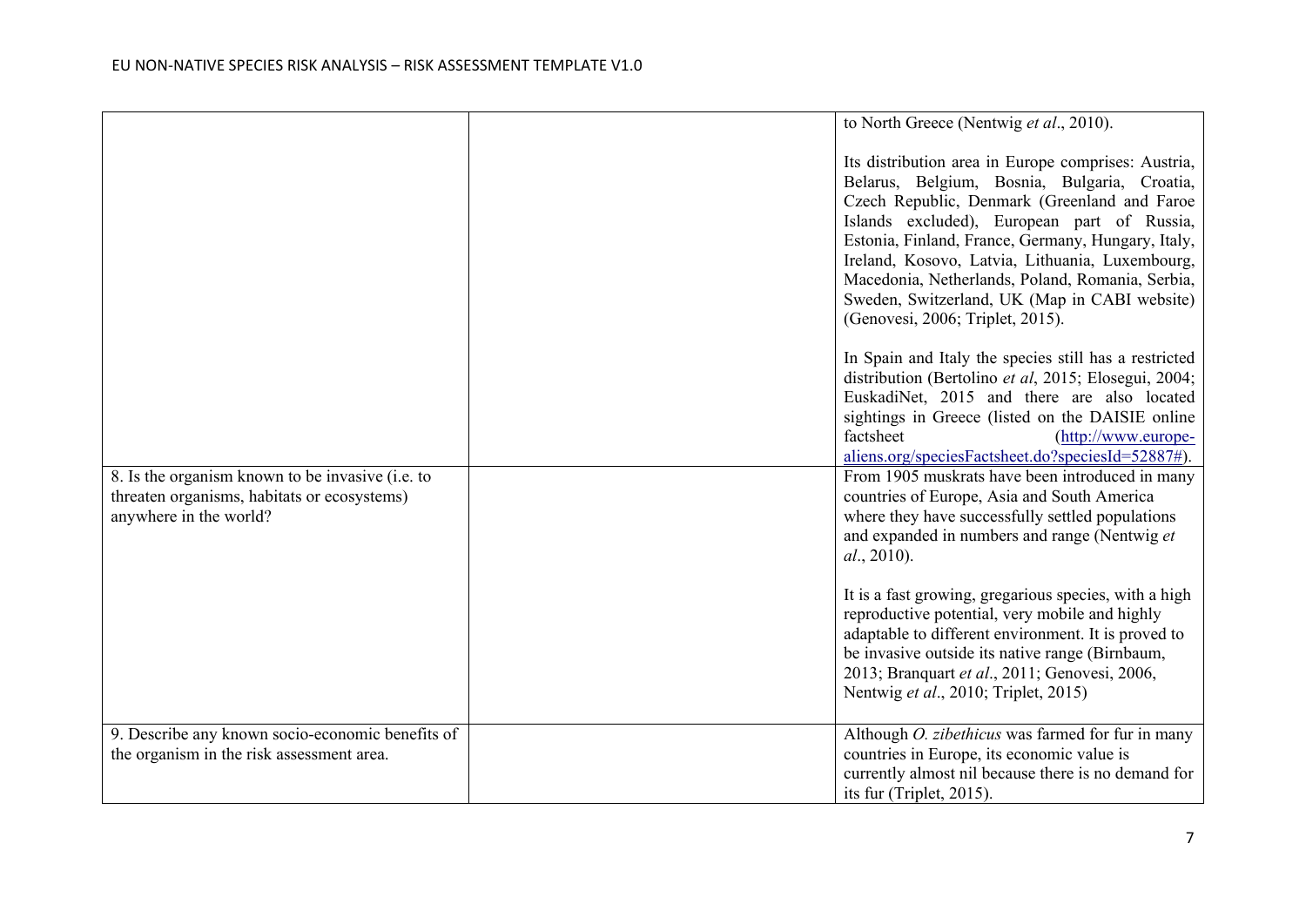| | | |
|---|---|---|
| | | to North Greece (Nentwig *et al*., 2010).<br><br>Its distribution area in Europe comprises: Austria, Belarus, Belgium, Bosnia, Bulgaria, Croatia, Czech Republic, Denmark (Greenland and Faroe Islands excluded), European part of Russia, Estonia, Finland, France, Germany, Hungary, Italy, Ireland, Kosovo, Latvia, Lithuania, Luxembourg, Macedonia, Netherlands, Poland, Romania, Serbia, Sweden, Switzerland, UK (Map in CABI website) (Genovesi, 2006; Triplet, 2015).<br><br>In Spain and Italy the species still has a restricted distribution (Bertolino *et al*, 2015; Elosegui, 2004; EuskadiNet, 2015 and there are also located sightings in Greece (listed on the DAISIE online factsheet (http://www.europe-aliens.org/speciesFactsheet.do?speciesId=52887#). |
| 8. Is the organism known to be invasive (i.e. to threaten organisms, habitats or ecosystems) anywhere in the world? | | From 1905 muskrats have been introduced in many countries of Europe, Asia and South America where they have successfully settled populations and expanded in numbers and range (Nentwig *et al*., 2010).<br><br>It is a fast growing, gregarious species, with a high reproductive potential, very mobile and highly adaptable to different environment. It is proved to be invasive outside its native range (Birnbaum, 2013; Branquart *et al*., 2011; Genovesi, 2006, Nentwig *et al*., 2010; Triplet, 2015) |
| 9. Describe any known socio-economic benefits of the organism in the risk assessment area. | | Although *O. zibethicus* was farmed for fur in many countries in Europe, its economic value is currently almost nil because there is no demand for its fur (Triplet, 2015). |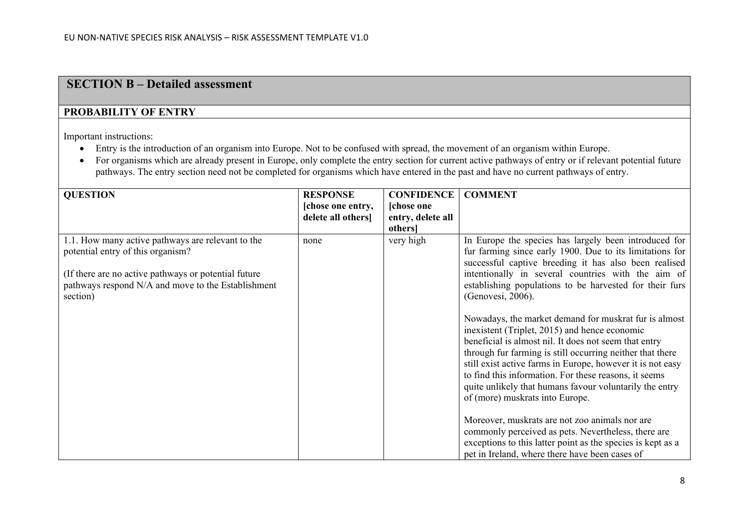## SECTION B – Detailed assessment

### PROBABILITY OF ENTRY

Important instructions:

- Entry is the introduction of an organism into Europe. Not to be confused with spread, the movement of an organism within Europe.
- For organisms which are already present in Europe, only complete the entry section for current active pathways of entry or if relevant potential future pathways. The entry section need not be completed for organisms which have entered in the past and have no current pathways of entry.

| QUESTION | RESPONSE [chose one entry, delete all others] | CONFIDENCE [chose one entry, delete all others] | COMMENT |
|---|---|---|---|
| 1.1. How many active pathways are relevant to the potential entry of this organism?<br><br>(If there are no active pathways or potential future pathways respond N/A and move to the Establishment section) | none | very high | In Europe the species has largely been introduced for fur farming since early 1900. Due to its limitations for successful captive breeding it has also been realised intentionally in several countries with the aim of establishing populations to be harvested for their furs (Genovesi, 2006).<br><br>Nowadays, the market demand for muskrat fur is almost inexistent (Triplet, 2015) and hence economic beneficial is almost nil. It does not seem that entry through fur farming is still occurring neither that there still exist active farms in Europe, however it is not easy to find this information. For these reasons, it seems quite unlikely that humans favour voluntarily the entry of (more) muskrats into Europe.<br><br>Moreover, muskrats are not zoo animals nor are commonly perceived as pets. Nevertheless, there are exceptions to this latter point as the species is kept as a pet in Ireland, where there have been cases of |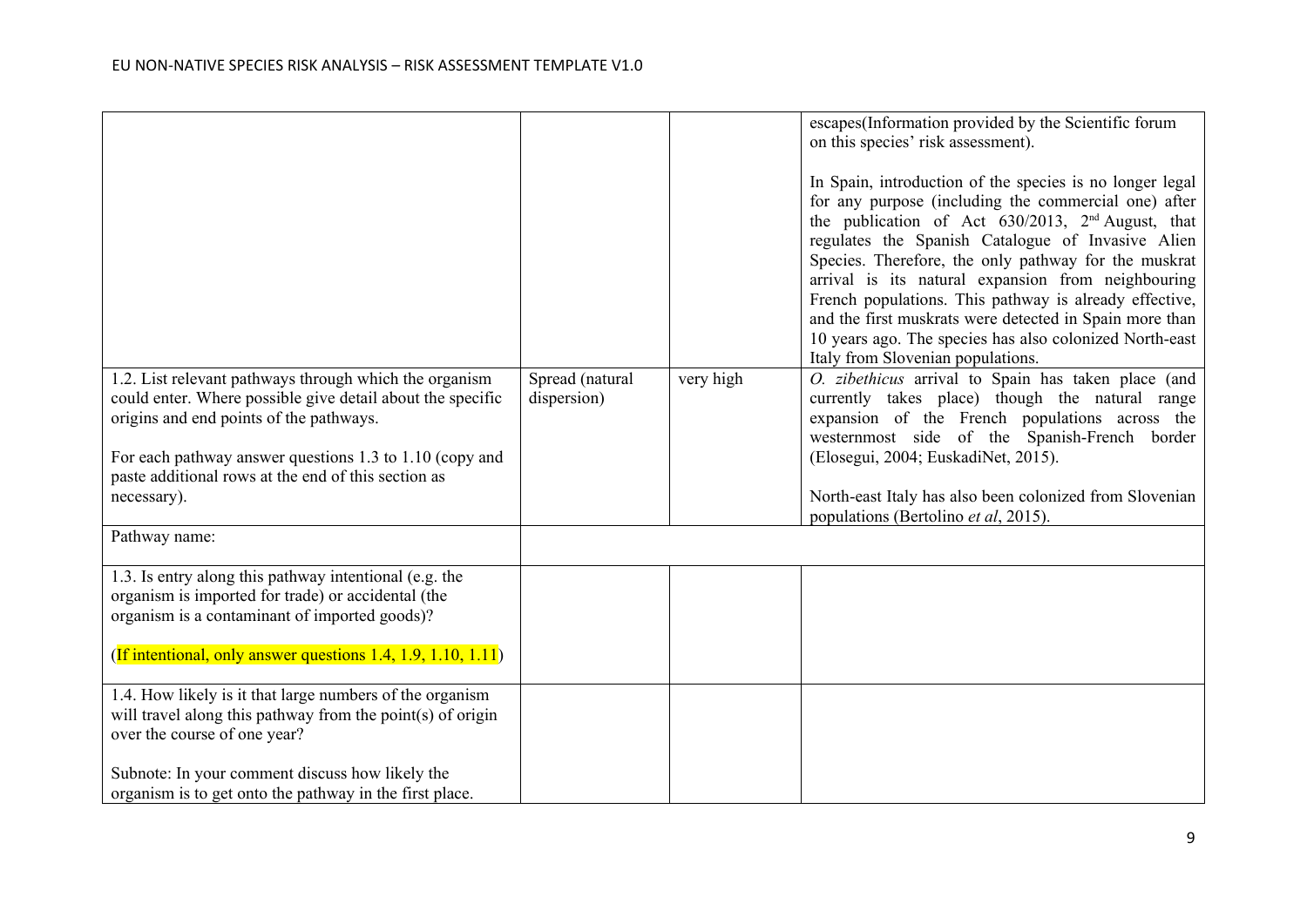| | | | |
|---|---|---|---|
| | | | escapes(Information provided by the Scientific forum on this species' risk assessment).<br><br>In Spain, introduction of the species is no longer legal for any purpose (including the commercial one) after the publication of Act 630/2013, 2[nd] August, that regulates the Spanish Catalogue of Invasive Alien Species. Therefore, the only pathway for the muskrat arrival is its natural expansion from neighbouring French populations. This pathway is already effective, and the first muskrats were detected in Spain more than 10 years ago. The species has also colonized North-east Italy from Slovenian populations. |
| 1.2. List relevant pathways through which the organism could enter. Where possible give detail about the specific origins and end points of the pathways.<br><br>For each pathway answer questions 1.3 to 1.10 (copy and paste additional rows at the end of this section as necessary). | Spread (natural dispersion) | very high | *O. zibethicus* arrival to Spain has taken place (and currently takes place) though the natural range expansion of the French populations across the westernmost side of the Spanish-French border (Elosegui, 2004; EuskadiNet, 2015).<br><br>North-east Italy has also been colonized from Slovenian populations (Bertolino *et al*, 2015). |
| Pathway name: | | | |
| 1.3. Is entry along this pathway intentional (e.g. the organism is imported for trade) or accidental (the organism is a contaminant of imported goods)?<br><br>(If intentional, only answer questions 1.4, 1.9, 1.10, 1.11) | | | |
| 1.4. How likely is it that large numbers of the organism will travel along this pathway from the point(s) of origin over the course of one year?<br><br>Subnote: In your comment discuss how likely the organism is to get onto the pathway in the first place. | | | |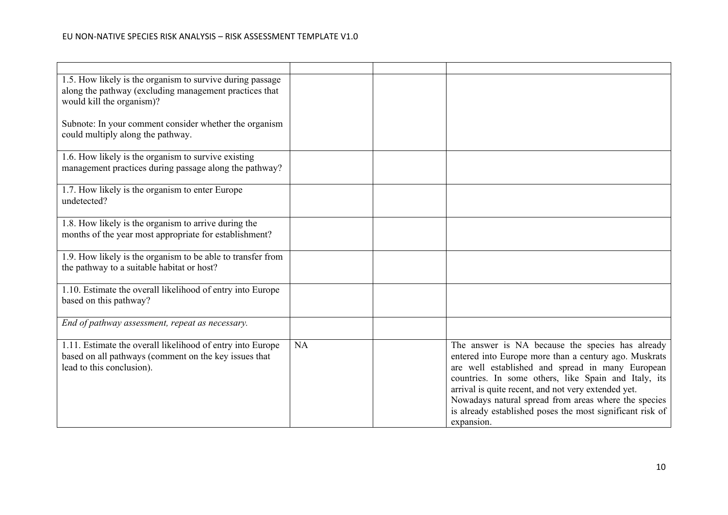| | | | |
|---|---|---|---|
| 1.5. How likely is the organism to survive during passage along the pathway (excluding management practices that would kill the organism)?<br><br>Subnote: In your comment consider whether the organism could multiply along the pathway. | | | |
| 1.6. How likely is the organism to survive existing management practices during passage along the pathway? | | | |
| 1.7. How likely is the organism to enter Europe undetected? | | | |
| 1.8. How likely is the organism to arrive during the months of the year most appropriate for establishment? | | | |
| 1.9. How likely is the organism to be able to transfer from the pathway to a suitable habitat or host? | | | |
| 1.10. Estimate the overall likelihood of entry into Europe based on this pathway? | | | |
| *End of pathway assessment, repeat as necessary.* | | | |
| 1.11. Estimate the overall likelihood of entry into Europe based on all pathways (comment on the key issues that lead to this conclusion). | NA | | The answer is NA because the species has already entered into Europe more than a century ago. Muskrats are well established and spread in many European countries. In some others, like Spain and Italy, its arrival is quite recent, and not very extended yet.<br>Nowadays natural spread from areas where the species is already established poses the most significant risk of expansion. |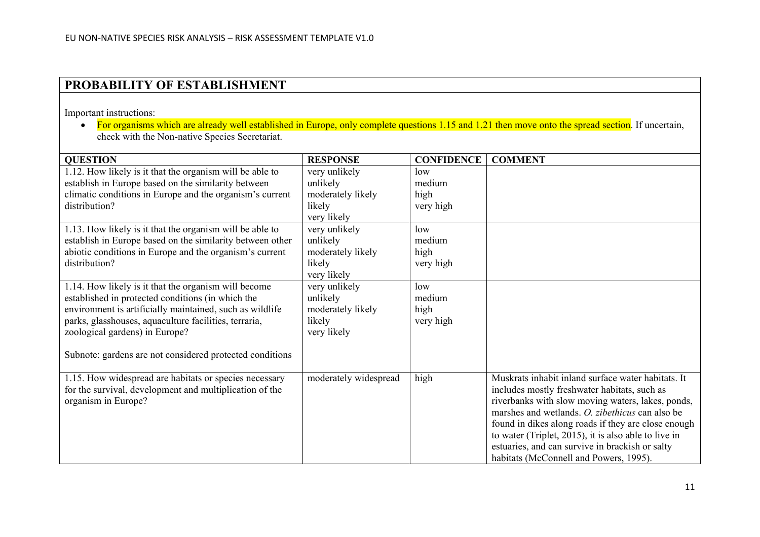## PROBABILITY OF ESTABLISHMENT

Important instructions:

- For organisms which are already well established in Europe, only complete questions 1.15 and 1.21 then move onto the spread section. If uncertain, check with the Non-native Species Secretariat.

| QUESTION | RESPONSE | CONFIDENCE | COMMENT |
|---|---|---|---|
| 1.12. How likely is it that the organism will be able to establish in Europe based on the similarity between climatic conditions in Europe and the organism's current distribution? | very unlikely<br>unlikely<br>moderately likely<br>likely<br>very likely | low<br>medium<br>high<br>very high | |
| 1.13. How likely is it that the organism will be able to establish in Europe based on the similarity between other abiotic conditions in Europe and the organism's current distribution? | very unlikely<br>unlikely<br>moderately likely<br>likely<br>very likely | low<br>medium<br>high<br>very high | |
| 1.14. How likely is it that the organism will become established in protected conditions (in which the environment is artificially maintained, such as wildlife parks, glasshouses, aquaculture facilities, terraria, zoological gardens) in Europe?<br><br>Subnote: gardens are not considered protected conditions | very unlikely<br>unlikely<br>moderately likely<br>likely<br>very likely | low<br>medium<br>high<br>very high | |
| 1.15. How widespread are habitats or species necessary for the survival, development and multiplication of the organism in Europe? | moderately widespread | high | Muskrats inhabit inland surface water habitats. It includes mostly freshwater habitats, such as riverbanks with slow moving waters, lakes, ponds, marshes and wetlands. *O. zibethicus* can also be found in dikes along roads if they are close enough to water (Triplet, 2015), it is also able to live in estuaries, and can survive in brackish or salty habitats (McConnell and Powers, 1995). |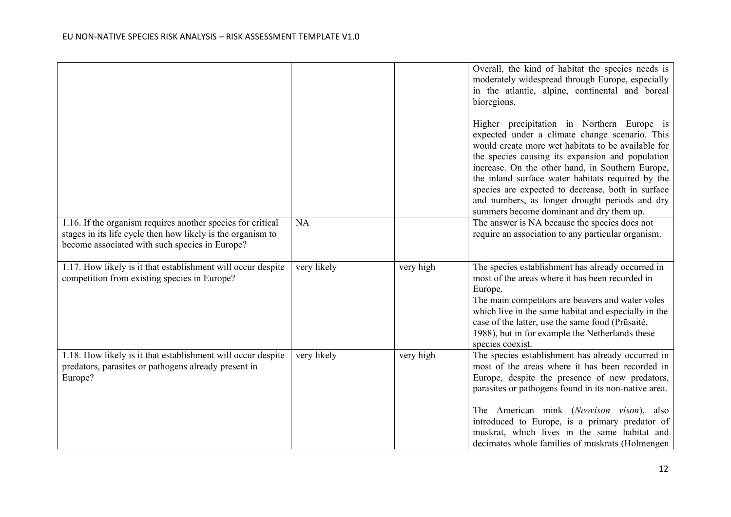| | | | |
|---|---|---|---|
| | | | Overall, the kind of habitat the species needs is moderately widespread through Europe, especially in the atlantic, alpine, continental and boreal bioregions.<br><br>Higher precipitation in Northern Europe is expected under a climate change scenario. This would create more wet habitats to be available for the species causing its expansion and population increase. On the other hand, in Southern Europe, the inland surface water habitats required by the species are expected to decrease, both in surface and numbers, as longer drought periods and dry summers become dominant and dry them up. |
| 1.16. If the organism requires another species for critical stages in its life cycle then how likely is the organism to become associated with such species in Europe? | NA | | The answer is NA because the species does not require an association to any particular organism. |
| 1.17. How likely is it that establishment will occur despite competition from existing species in Europe? | very likely | very high | The species establishment has already occurred in most of the areas where it has been recorded in Europe.<br>The main competitors are beavers and water voles which live in the same habitat and especially in the case of the latter, use the same food (Prūsaitė, 1988), but in for example the Netherlands these species coexist. |
| 1.18. How likely is it that establishment will occur despite predators, parasites or pathogens already present in Europe? | very likely | very high | The species establishment has already occurred in most of the areas where it has been recorded in Europe, despite the presence of new predators, parasites or pathogens found in its non-native area.<br><br>The American mink (*Neovison vison*), also introduced to Europe, is a primary predator of muskrat, which lives in the same habitat and decimates whole families of muskrats (Holmengen |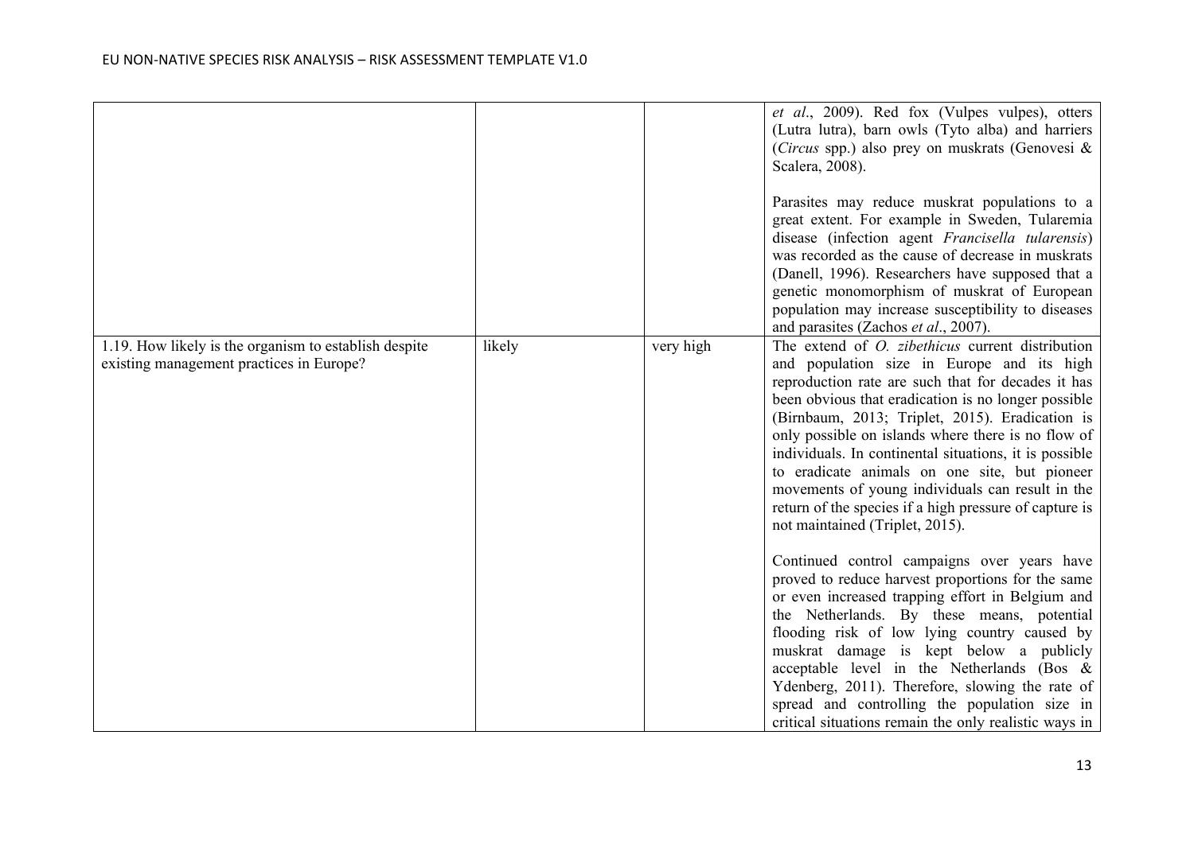| | | | |
|---|---|---|---|
| | | | *et al*., 2009). Red fox (Vulpes vulpes), otters (Lutra lutra), barn owls (Tyto alba) and harriers (*Circus* spp.) also prey on muskrats (Genovesi & Scalera, 2008).<br><br>Parasites may reduce muskrat populations to a great extent. For example in Sweden, Tularemia disease (infection agent *Francisella tularensis*) was recorded as the cause of decrease in muskrats (Danell, 1996). Researchers have supposed that a genetic monomorphism of muskrat of European population may increase susceptibility to diseases and parasites (Zachos *et al*., 2007). |
| 1.19. How likely is the organism to establish despite existing management practices in Europe? | likely | very high | The extend of *O. zibethicus* current distribution and population size in Europe and its high reproduction rate are such that for decades it has been obvious that eradication is no longer possible (Birnbaum, 2013; Triplet, 2015). Eradication is only possible on islands where there is no flow of individuals. In continental situations, it is possible to eradicate animals on one site, but pioneer movements of young individuals can result in the return of the species if a high pressure of capture is not maintained (Triplet, 2015).<br><br>Continued control campaigns over years have proved to reduce harvest proportions for the same or even increased trapping effort in Belgium and the Netherlands. By these means, potential flooding risk of low lying country caused by muskrat damage is kept below a publicly acceptable level in the Netherlands (Bos & Ydenberg, 2011). Therefore, slowing the rate of spread and controlling the population size in critical situations remain the only realistic ways in |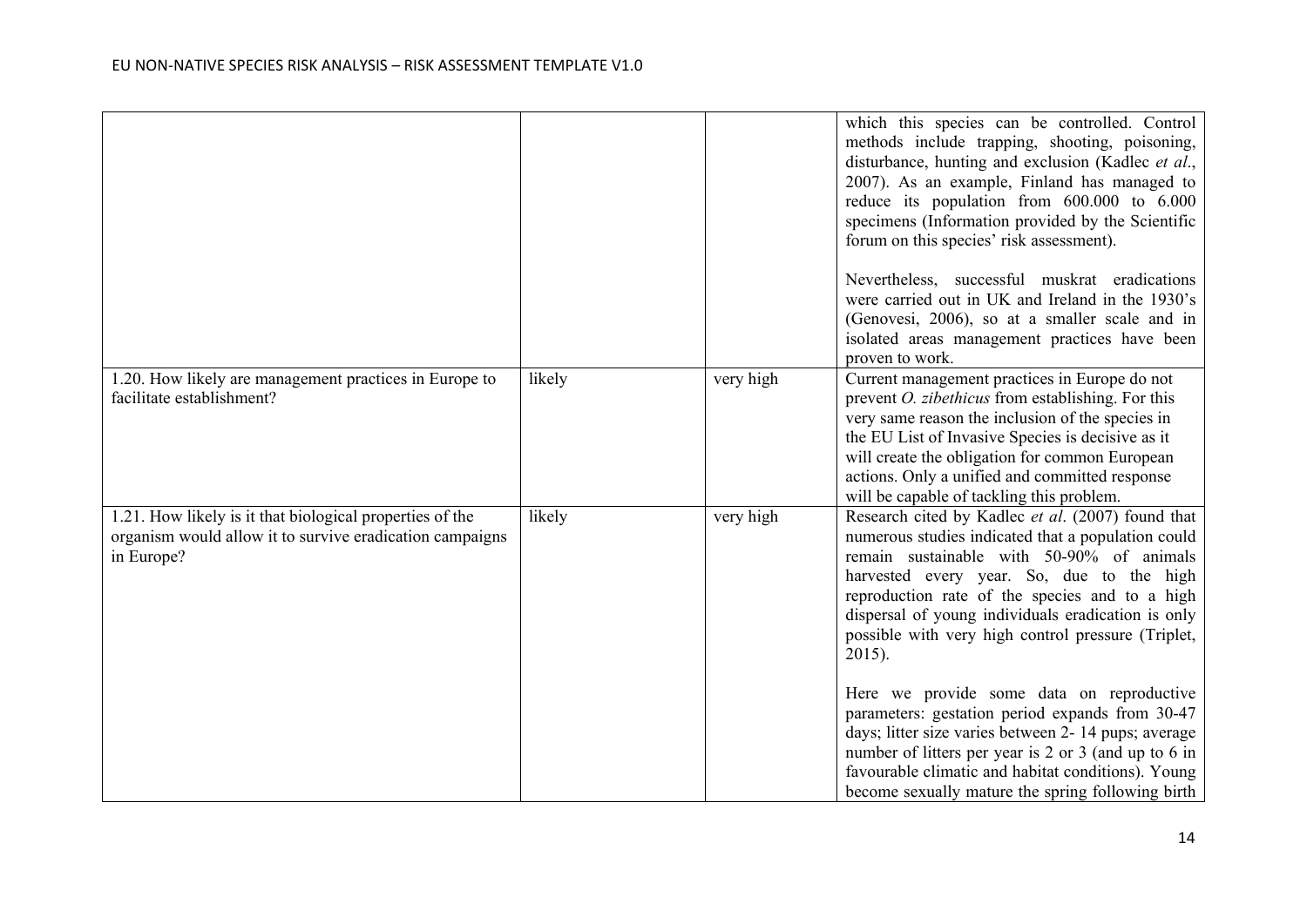| | | | |
|---|---|---|---|
| | | | which this species can be controlled. Control methods include trapping, shooting, poisoning, disturbance, hunting and exclusion (Kadlec *et al*., 2007). As an example, Finland has managed to reduce its population from 600.000 to 6.000 specimens (Information provided by the Scientific forum on this species' risk assessment).<br><br>Nevertheless, successful muskrat eradications were carried out in UK and Ireland in the 1930's (Genovesi, 2006), so at a smaller scale and in isolated areas management practices have been proven to work. |
| 1.20. How likely are management practices in Europe to facilitate establishment? | likely | very high | Current management practices in Europe do not prevent *O. zibethicus* from establishing. For this very same reason the inclusion of the species in the EU List of Invasive Species is decisive as it will create the obligation for common European actions. Only a unified and committed response will be capable of tackling this problem. |
| 1.21. How likely is it that biological properties of the organism would allow it to survive eradication campaigns in Europe? | likely | very high | Research cited by Kadlec *et al*. (2007) found that numerous studies indicated that a population could remain sustainable with 50-90% of animals harvested every year. So, due to the high reproduction rate of the species and to a high dispersal of young individuals eradication is only possible with very high control pressure (Triplet, 2015).<br><br>Here we provide some data on reproductive parameters: gestation period expands from 30-47 days; litter size varies between 2- 14 pups; average number of litters per year is 2 or 3 (and up to 6 in favourable climatic and habitat conditions). Young become sexually mature the spring following birth |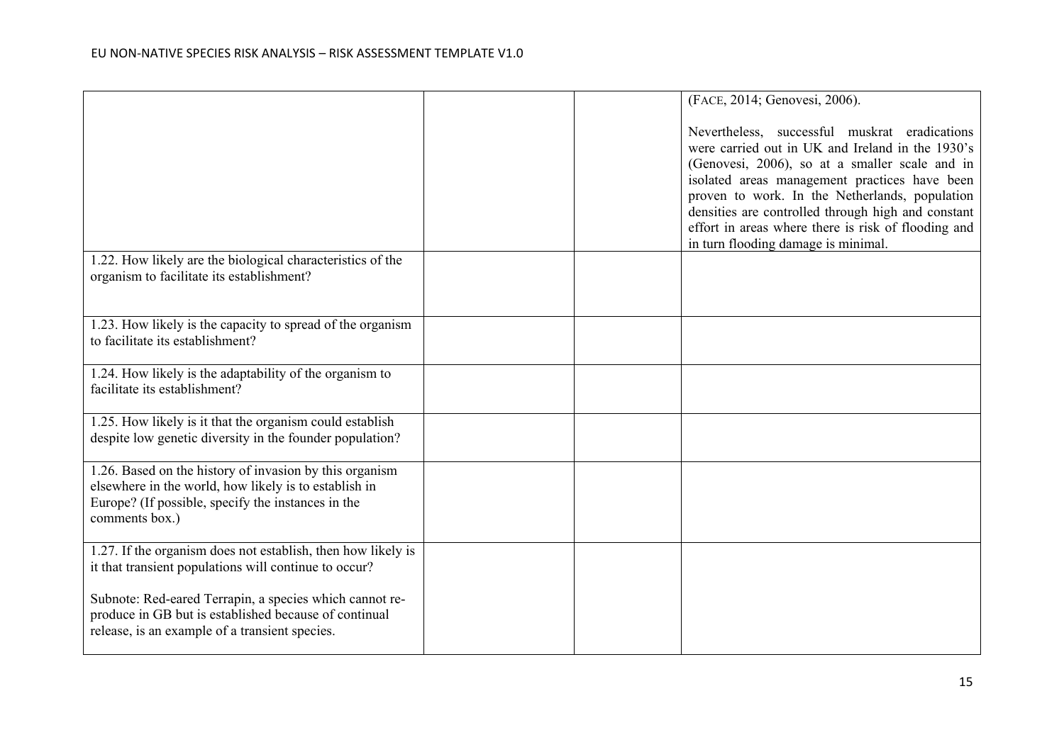| | | | |
|---|---|---|---|
| | | | (FACE, 2014; Genovesi, 2006).<br><br>Nevertheless, successful muskrat eradications were carried out in UK and Ireland in the 1930's (Genovesi, 2006), so at a smaller scale and in isolated areas management practices have been proven to work. In the Netherlands, population densities are controlled through high and constant effort in areas where there is risk of flooding and in turn flooding damage is minimal. |
| 1.22. How likely are the biological characteristics of the organism to facilitate its establishment? | | | |
| 1.23. How likely is the capacity to spread of the organism to facilitate its establishment? | | | |
| 1.24. How likely is the adaptability of the organism to facilitate its establishment? | | | |
| 1.25. How likely is it that the organism could establish despite low genetic diversity in the founder population? | | | |
| 1.26. Based on the history of invasion by this organism elsewhere in the world, how likely is to establish in Europe? (If possible, specify the instances in the comments box.) | | | |
| 1.27. If the organism does not establish, then how likely is it that transient populations will continue to occur?<br><br>Subnote: Red-eared Terrapin, a species which cannot re-produce in GB but is established because of continual release, is an example of a transient species. | | | |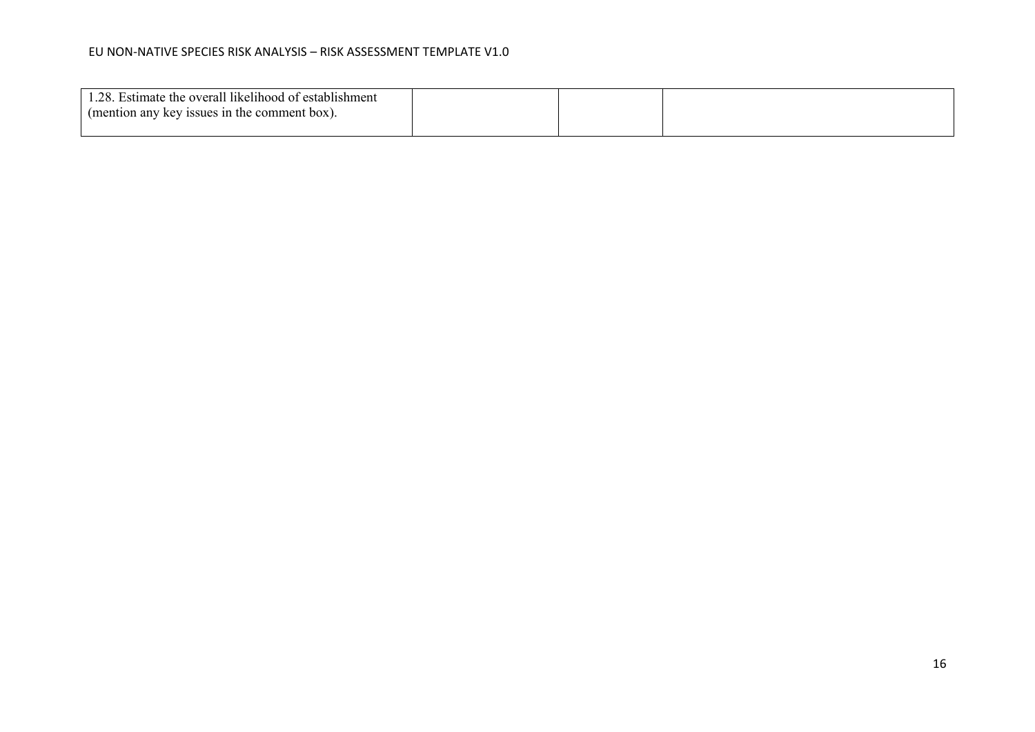| | | | |
|---|---|---|---|
| 1.28. Estimate the overall likelihood of establishment (mention any key issues in the comment box). | | | |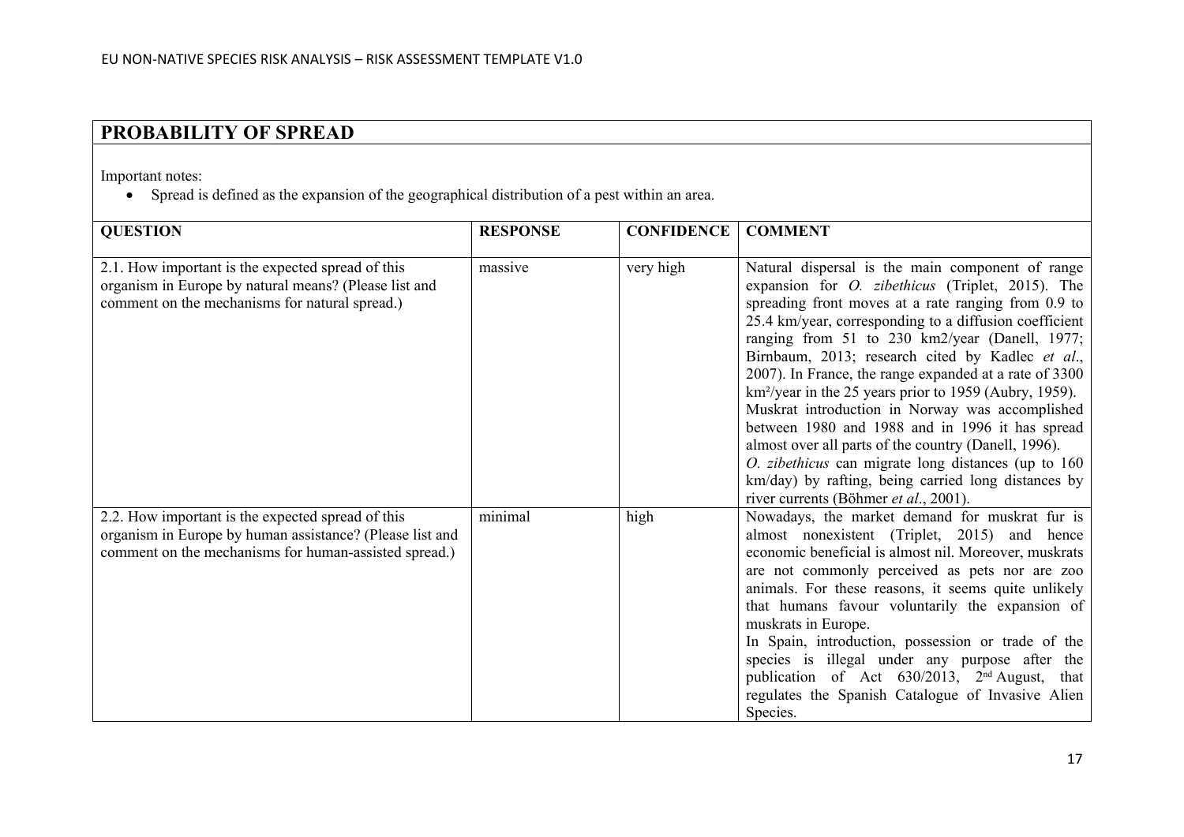## PROBABILITY OF SPREAD

Important notes:

- Spread is defined as the expansion of the geographical distribution of a pest within an area.

| QUESTION | RESPONSE | CONFIDENCE | COMMENT |
|---|---|---|---|
| 2.1. How important is the expected spread of this organism in Europe by natural means? (Please list and comment on the mechanisms for natural spread.) | massive | very high | Natural dispersal is the main component of range expansion for *O. zibethicus* (Triplet, 2015). The spreading front moves at a rate ranging from 0.9 to 25.4 km/year, corresponding to a diffusion coefficient ranging from 51 to 230 km2/year (Danell, 1977; Birnbaum, 2013; research cited by Kadlec *et al*., 2007). In France, the range expanded at a rate of 3300 $km^2$/year in the 25 years prior to 1959 (Aubry, 1959). Muskrat introduction in Norway was accomplished between 1980 and 1988 and in 1996 it has spread almost over all parts of the country (Danell, 1996).<br>*O. zibethicus* can migrate long distances (up to 160 km/day) by rafting, being carried long distances by river currents (Böhmer *et al*., 2001). |
| 2.2. How important is the expected spread of this organism in Europe by human assistance? (Please list and comment on the mechanisms for human-assisted spread.) | minimal | high | Nowadays, the market demand for muskrat fur is almost nonexistent (Triplet, 2015) and hence economic beneficial is almost nil. Moreover, muskrats are not commonly perceived as pets nor are zoo animals. For these reasons, it seems quite unlikely that humans favour voluntarily the expansion of muskrats in Europe.<br>In Spain, introduction, possession or trade of the species is illegal under any purpose after the publication of Act 630/2013, 2nd August, that regulates the Spanish Catalogue of Invasive Alien Species. |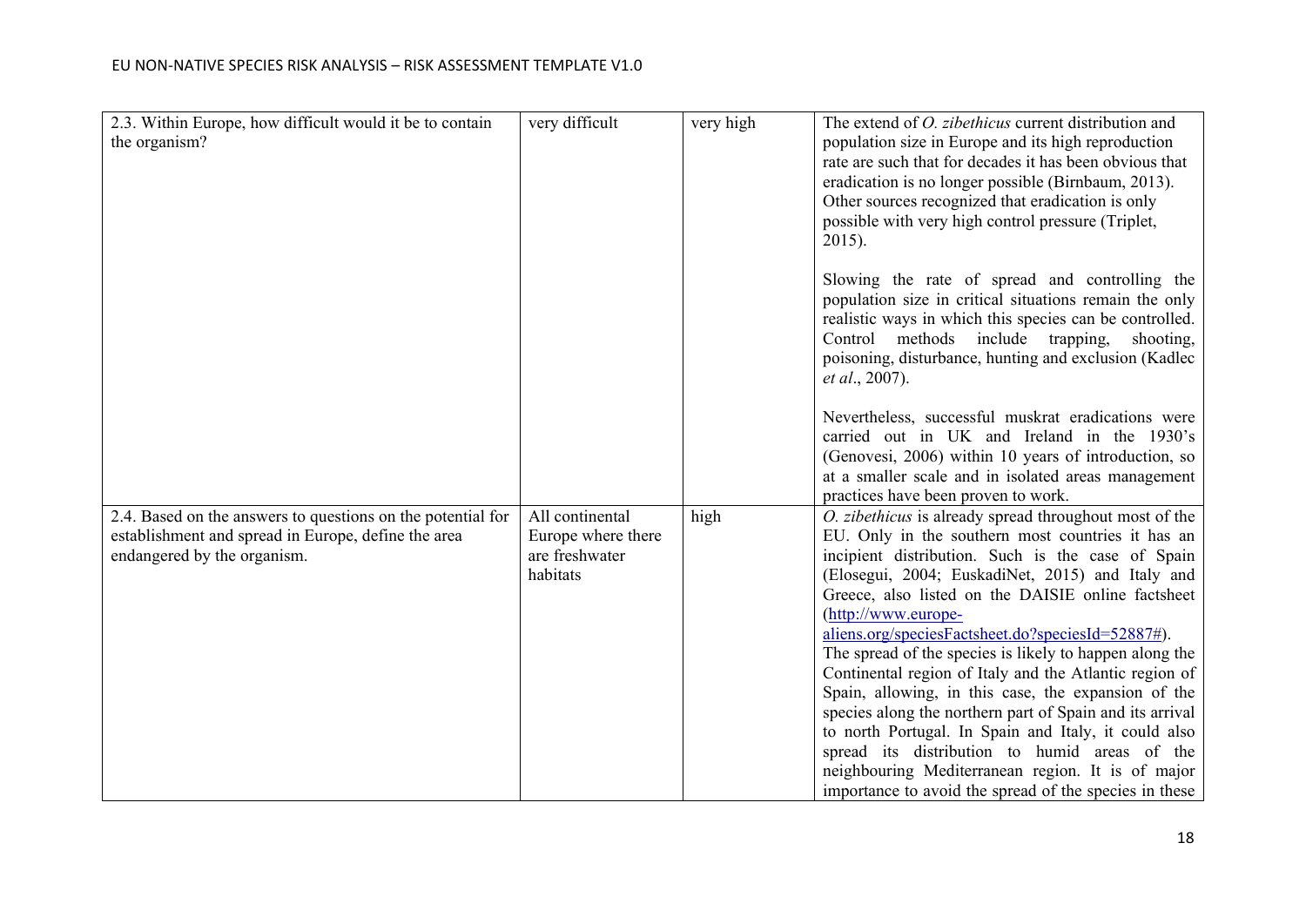| 2.3. Within Europe, how difficult would it be to contain the organism? | very difficult | very high | The extend of *O. zibethicus* current distribution and population size in Europe and its high reproduction rate are such that for decades it has been obvious that eradication is no longer possible (Birnbaum, 2013). Other sources recognized that eradication is only possible with very high control pressure (Triplet, 2015).<br><br>Slowing the rate of spread and controlling the population size in critical situations remain the only realistic ways in which this species can be controlled. Control methods include trapping, shooting, poisoning, disturbance, hunting and exclusion (Kadlec *et al*., 2007).<br><br>Nevertheless, successful muskrat eradications were carried out in UK and Ireland in the 1930's (Genovesi, 2006) within 10 years of introduction, so at a smaller scale and in isolated areas management practices have been proven to work. |
|---|---|---|---|
| 2.4. Based on the answers to questions on the potential for establishment and spread in Europe, define the area endangered by the organism. | All continental Europe where there are freshwater habitats | high | *O. zibethicus* is already spread throughout most of the EU. Only in the southern most countries it has an incipient distribution. Such is the case of Spain (Elosegui, 2004; EuskadiNet, 2015) and Italy and Greece, also listed on the DAISIE online factsheet (http://www.europe-aliens.org/speciesFactsheet.do?speciesId=52887#).<br>The spread of the species is likely to happen along the Continental region of Italy and the Atlantic region of Spain, allowing, in this case, the expansion of the species along the northern part of Spain and its arrival to north Portugal. In Spain and Italy, it could also spread its distribution to humid areas of the neighbouring Mediterranean region. It is of major importance to avoid the spread of the species in these |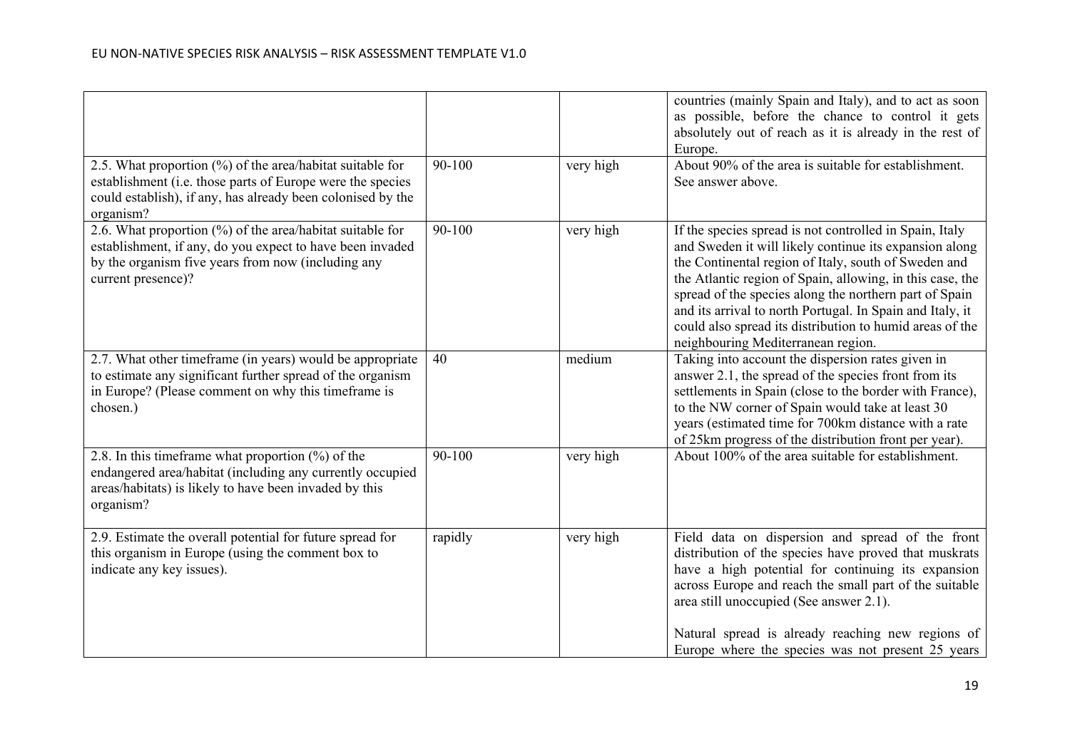| | | | |
|---|---|---|---|
| | | | countries (mainly Spain and Italy), and to act as soon as possible, before the chance to control it gets absolutely out of reach as it is already in the rest of Europe. |
| 2.5. What proportion (%) of the area/habitat suitable for establishment (i.e. those parts of Europe were the species could establish), if any, has already been colonised by the organism? | 90-100 | very high | About 90% of the area is suitable for establishment. See answer above. |
| 2.6. What proportion (%) of the area/habitat suitable for establishment, if any, do you expect to have been invaded by the organism five years from now (including any current presence)? | 90-100 | very high | If the species spread is not controlled in Spain, Italy and Sweden it will likely continue its expansion along the Continental region of Italy, south of Sweden and the Atlantic region of Spain, allowing, in this case, the spread of the species along the northern part of Spain and its arrival to north Portugal. In Spain and Italy, it could also spread its distribution to humid areas of the neighbouring Mediterranean region. |
| 2.7. What other timeframe (in years) would be appropriate to estimate any significant further spread of the organism in Europe? (Please comment on why this timeframe is chosen.) | 40 | medium | Taking into account the dispersion rates given in answer 2.1, the spread of the species front from its settlements in Spain (close to the border with France), to the NW corner of Spain would take at least 30 years (estimated time for 700km distance with a rate of 25km progress of the distribution front per year). |
| 2.8. In this timeframe what proportion (%) of the endangered area/habitat (including any currently occupied areas/habitats) is likely to have been invaded by this organism? | 90-100 | very high | About 100% of the area suitable for establishment. |
| 2.9. Estimate the overall potential for future spread for this organism in Europe (using the comment box to indicate any key issues). | rapidly | very high | Field data on dispersion and spread of the front distribution of the species have proved that muskrats have a high potential for continuing its expansion across Europe and reach the small part of the suitable area still unoccupied (See answer 2.1).<br><br>Natural spread is already reaching new regions of Europe where the species was not present 25 years |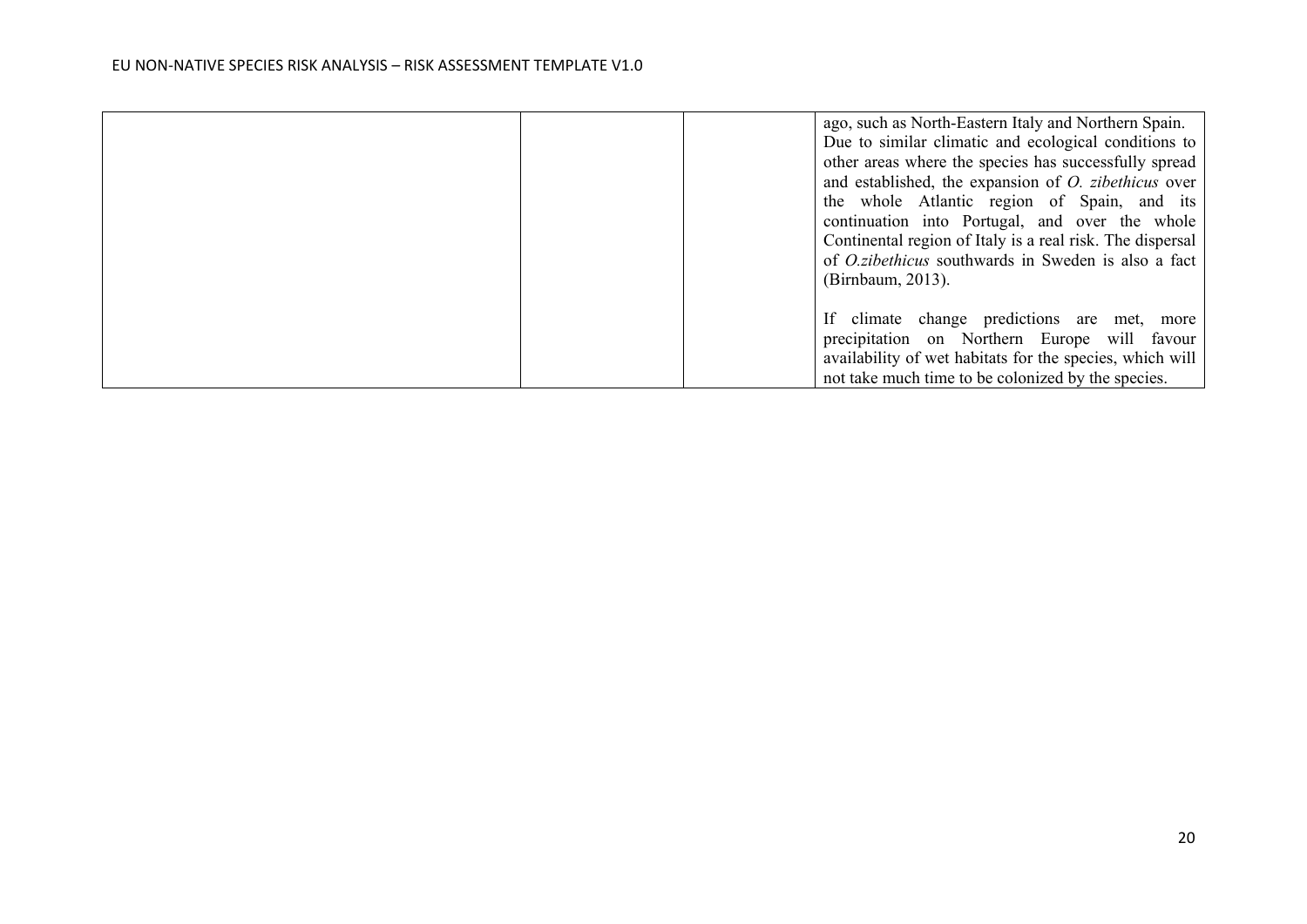| | | | |
|---|---|---|---|
| | | | ago, such as North-Eastern Italy and Northern Spain. Due to similar climatic and ecological conditions to other areas where the species has successfully spread and established, the expansion of *O. zibethicus* over the whole Atlantic region of Spain, and its continuation into Portugal, and over the whole Continental region of Italy is a real risk. The dispersal of *O.zibethicus* southwards in Sweden is also a fact (Birnbaum, 2013).<br><br>If climate change predictions are met, more precipitation on Northern Europe will favour availability of wet habitats for the species, which will not take much time to be colonized by the species. |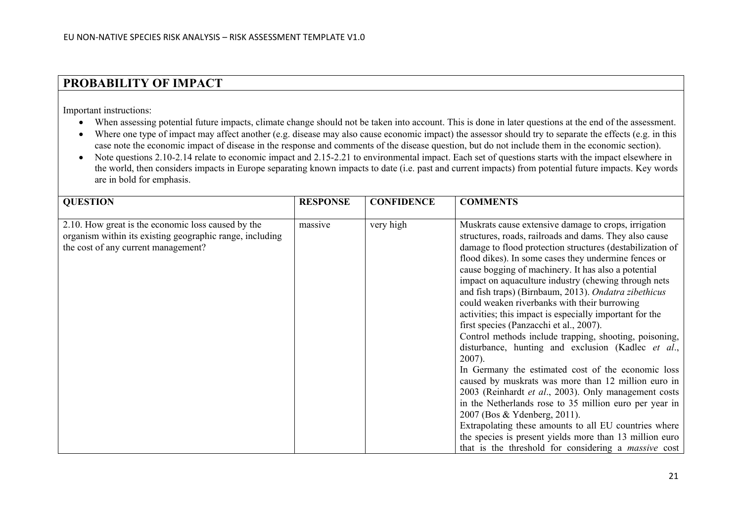## PROBABILITY OF IMPACT

Important instructions:

- When assessing potential future impacts, climate change should not be taken into account. This is done in later questions at the end of the assessment.
- Where one type of impact may affect another (e.g. disease may also cause economic impact) the assessor should try to separate the effects (e.g. in this case note the economic impact of disease in the response and comments of the disease question, but do not include them in the economic section).
- Note questions 2.10-2.14 relate to economic impact and 2.15-2.21 to environmental impact. Each set of questions starts with the impact elsewhere in the world, then considers impacts in Europe separating known impacts to date (i.e. past and current impacts) from potential future impacts. Key words are in bold for emphasis.

| QUESTION | RESPONSE | CONFIDENCE | COMMENTS |
|---|---|---|---|
| 2.10. How great is the economic loss caused by the organism within its existing geographic range, including the cost of any current management? | massive | very high | Muskrats cause extensive damage to crops, irrigation structures, roads, railroads and dams. They also cause damage to flood protection structures (destabilization of flood dikes). In some cases they undermine fences or cause bogging of machinery. It has also a potential impact on aquaculture industry (chewing through nets and fish traps) (Birnbaum, 2013). *Ondatra zibethicus* could weaken riverbanks with their burrowing activities; this impact is especially important for the first species (Panzacchi et al., 2007).<br>Control methods include trapping, shooting, poisoning, disturbance, hunting and exclusion (Kadlec *et al*., 2007).<br>In Germany the estimated cost of the economic loss caused by muskrats was more than 12 million euro in 2003 (Reinhardt *et al*., 2003). Only management costs in the Netherlands rose to 35 million euro per year in 2007 (Bos & Ydenberg, 2011).<br>Extrapolating these amounts to all EU countries where the species is present yields more than 13 million euro that is the threshold for considering a *massive* cost |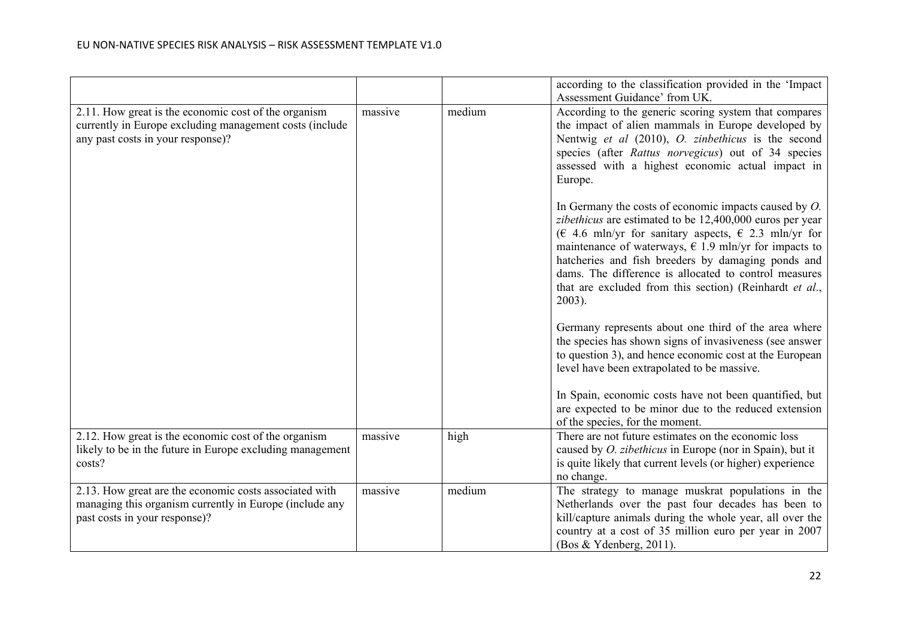| | | | |
|---|---|---|---|
| | | | according to the classification provided in the 'Impact Assessment Guidance' from UK. |
| 2.11. How great is the economic cost of the organism currently in Europe excluding management costs (include any past costs in your response)? | massive | medium | According to the generic scoring system that compares the impact of alien mammals in Europe developed by Nentwig *et al* (2010), *O. zinbethicus* is the second species (after *Rattus norvegicus*) out of 34 species assessed with a highest economic actual impact in Europe.<br><br>In Germany the costs of economic impacts caused by *O. zibethicus* are estimated to be 12,400,000 euros per year (€ 4.6 mln/yr for sanitary aspects, € 2.3 mln/yr for maintenance of waterways, € 1.9 mln/yr for impacts to hatcheries and fish breeders by damaging ponds and dams. The difference is allocated to control measures that are excluded from this section) (Reinhardt *et al*., 2003).<br><br>Germany represents about one third of the area where the species has shown signs of invasiveness (see answer to question 3), and hence economic cost at the European level have been extrapolated to be massive.<br><br>In Spain, economic costs have not been quantified, but are expected to be minor due to the reduced extension of the species, for the moment. |
| 2.12. How great is the economic cost of the organism likely to be in the future in Europe excluding management costs? | massive | high | There are not future estimates on the economic loss caused by *O. zibethicus* in Europe (nor in Spain), but it is quite likely that current levels (or higher) experience no change. |
| 2.13. How great are the economic costs associated with managing this organism currently in Europe (include any past costs in your response)? | massive | medium | The strategy to manage muskrat populations in the Netherlands over the past four decades has been to kill/capture animals during the whole year, all over the country at a cost of 35 million euro per year in 2007 (Bos & Ydenberg, 2011). |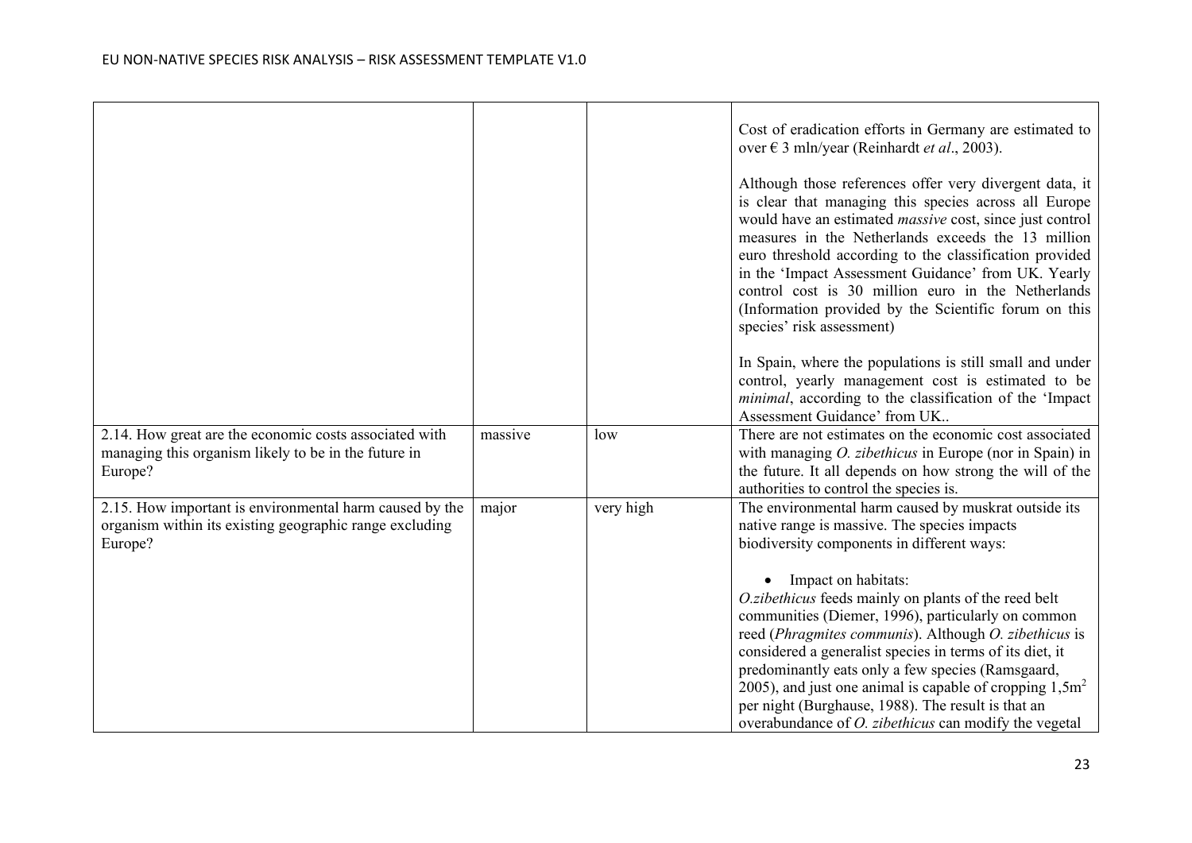| | | | |
|---|---|---|---|
| | | | Cost of eradication efforts in Germany are estimated to over € 3 mln/year (Reinhardt *et al*., 2003).<br><br>Although those references offer very divergent data, it is clear that managing this species across all Europe would have an estimated *massive* cost, since just control measures in the Netherlands exceeds the 13 million euro threshold according to the classification provided in the 'Impact Assessment Guidance' from UK. Yearly control cost is 30 million euro in the Netherlands (Information provided by the Scientific forum on this species' risk assessment)<br><br>In Spain, where the populations is still small and under control, yearly management cost is estimated to be *minimal*, according to the classification of the 'Impact Assessment Guidance' from UK.. |
| 2.14. How great are the economic costs associated with managing this organism likely to be in the future in Europe? | massive | low | There are not estimates on the economic cost associated with managing *O. zibethicus* in Europe (nor in Spain) in the future. It all depends on how strong the will of the authorities to control the species is. |
| 2.15. How important is environmental harm caused by the organism within its existing geographic range excluding Europe? | major | very high | The environmental harm caused by muskrat outside its native range is massive. The species impacts biodiversity components in different ways:<br><br>• Impact on habitats:<br>*O.zibethicus* feeds mainly on plants of the reed belt communities (Diemer, 1996), particularly on common reed (*Phragmites communis*). Although *O. zibethicus* is considered a generalist species in terms of its diet, it predominantly eats only a few species (Ramsgaard, 2005), and just one animal is capable of cropping 1,5m$^2$ per night (Burghause, 1988). The result is that an overabundance of *O. zibethicus* can modify the vegetal |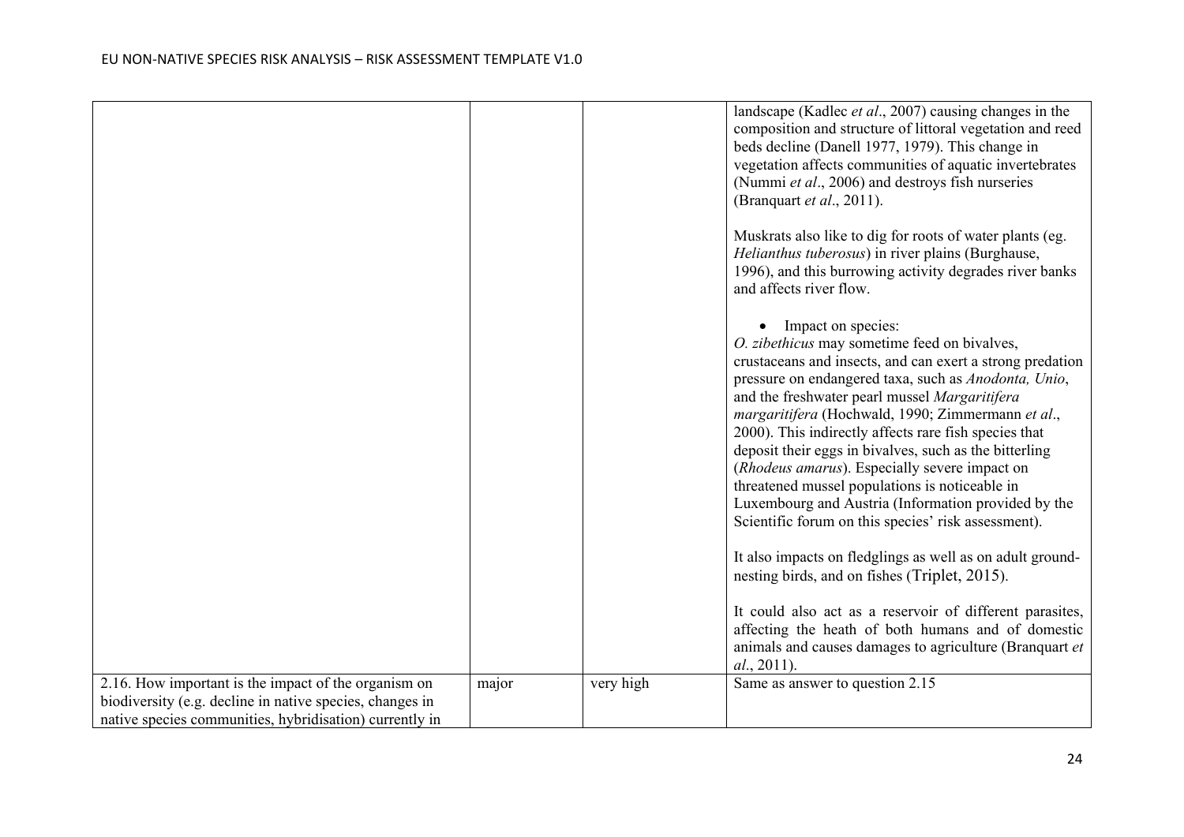| | | | |
|---|---|---|---|
| | | | landscape (Kadlec *et al*., 2007) causing changes in the composition and structure of littoral vegetation and reed beds decline (Danell 1977, 1979). This change in vegetation affects communities of aquatic invertebrates (Nummi *et al*., 2006) and destroys fish nurseries (Branquart *et al*., 2011).<br><br>Muskrats also like to dig for roots of water plants (eg. *Helianthus tuberosus*) in river plains (Burghause, 1996), and this burrowing activity degrades river banks and affects river flow.<br><br>• Impact on species:<br>*O. zibethicus* may sometime feed on bivalves, crustaceans and insects, and can exert a strong predation pressure on endangered taxa, such as *Anodonta, Unio*, and the freshwater pearl mussel *Margaritifera margaritifera* (Hochwald, 1990; Zimmermann *et al*., 2000). This indirectly affects rare fish species that deposit their eggs in bivalves, such as the bitterling (*Rhodeus amarus*). Especially severe impact on threatened mussel populations is noticeable in Luxembourg and Austria (Information provided by the Scientific forum on this species' risk assessment).<br><br>It also impacts on fledglings as well as on adult ground-nesting birds, and on fishes (Triplet, 2015).<br><br>It could also act as a reservoir of different parasites, affecting the heath of both humans and of domestic animals and causes damages to agriculture (Branquart *et al*., 2011). |
| 2.16. How important is the impact of the organism on biodiversity (e.g. decline in native species, changes in native species communities, hybridisation) currently in | major | very high | Same as answer to question 2.15 |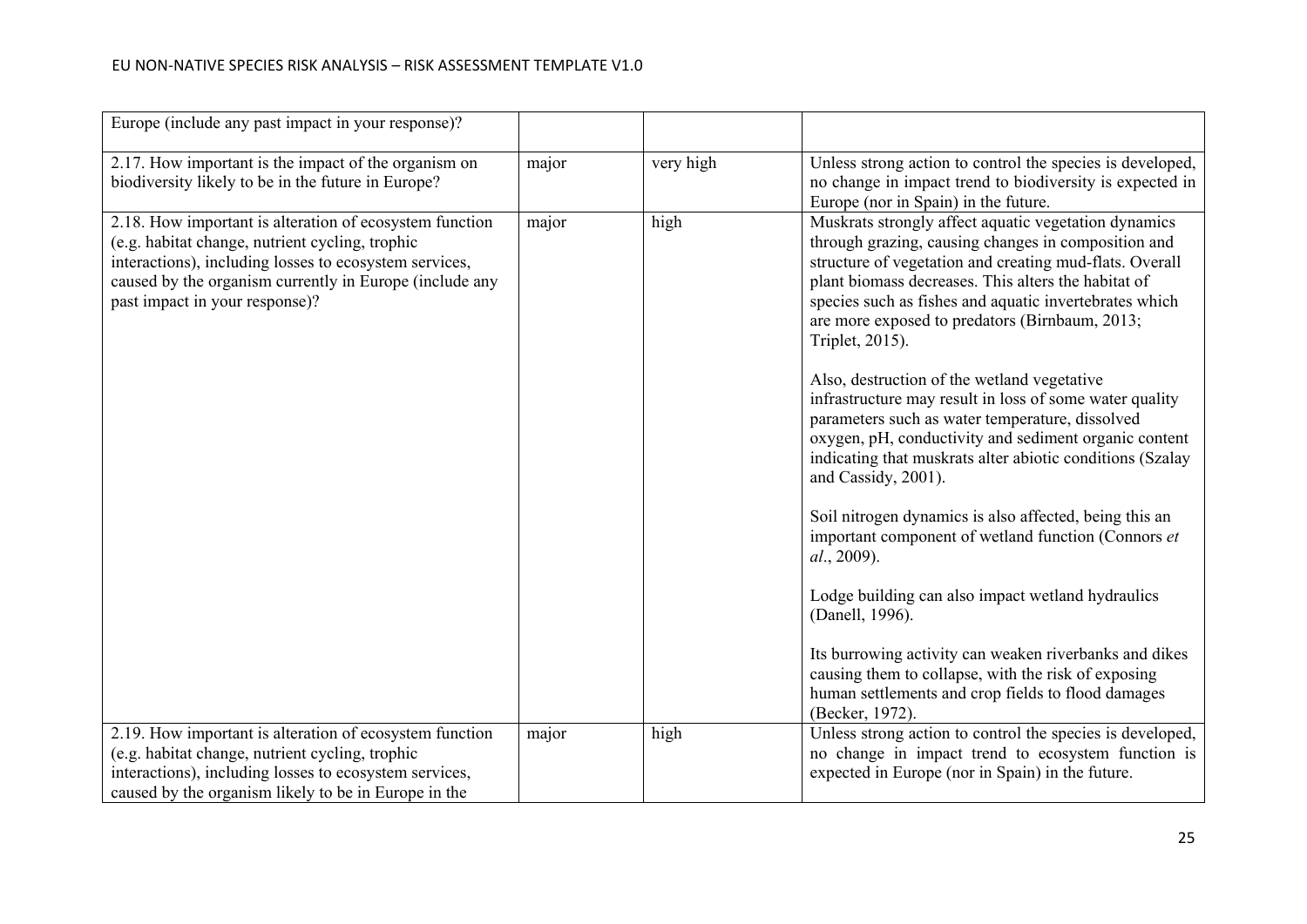| | | | |
|---|---|---|---|
| Europe (include any past impact in your response)? | | | |
| 2.17. How important is the impact of the organism on biodiversity likely to be in the future in Europe? | major | very high | Unless strong action to control the species is developed, no change in impact trend to biodiversity is expected in Europe (nor in Spain) in the future. |
| 2.18. How important is alteration of ecosystem function (e.g. habitat change, nutrient cycling, trophic interactions), including losses to ecosystem services, caused by the organism currently in Europe (include any past impact in your response)? | major | high | Muskrats strongly affect aquatic vegetation dynamics through grazing, causing changes in composition and structure of vegetation and creating mud-flats. Overall plant biomass decreases. This alters the habitat of species such as fishes and aquatic invertebrates which are more exposed to predators (Birnbaum, 2013; Triplet, 2015).<br><br>Also, destruction of the wetland vegetative infrastructure may result in loss of some water quality parameters such as water temperature, dissolved oxygen, pH, conductivity and sediment organic content indicating that muskrats alter abiotic conditions (Szalay and Cassidy, 2001).<br><br>Soil nitrogen dynamics is also affected, being this an important component of wetland function (Connors *et al*., 2009).<br><br>Lodge building can also impact wetland hydraulics (Danell, 1996).<br><br>Its burrowing activity can weaken riverbanks and dikes causing them to collapse, with the risk of exposing human settlements and crop fields to flood damages (Becker, 1972). |
| 2.19. How important is alteration of ecosystem function (e.g. habitat change, nutrient cycling, trophic interactions), including losses to ecosystem services, caused by the organism likely to be in Europe in the | major | high | Unless strong action to control the species is developed, no change in impact trend to ecosystem function is expected in Europe (nor in Spain) in the future. |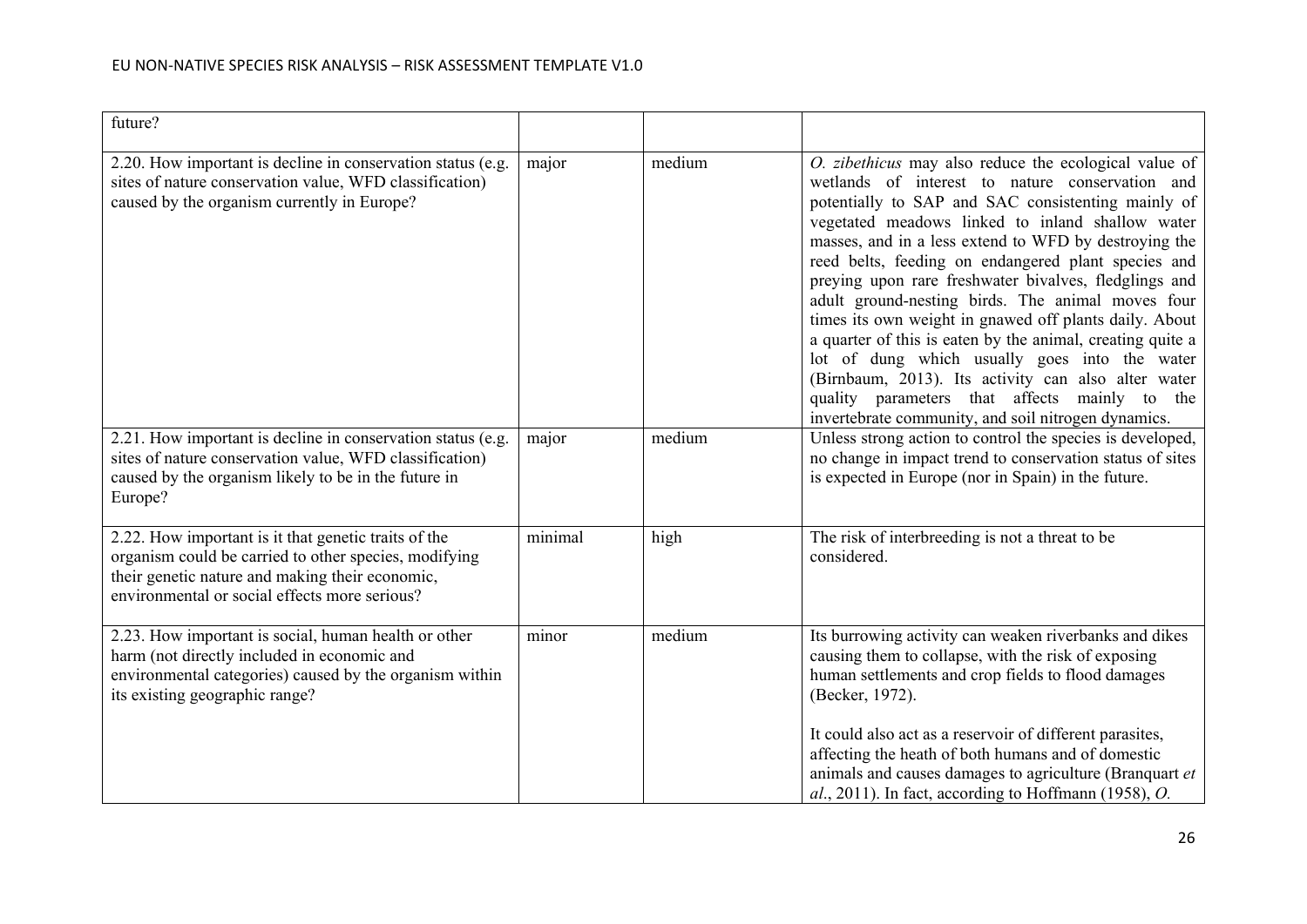| | | | |
|---|---|---|---|
| future? | | | |
| 2.20. How important is decline in conservation status (e.g. sites of nature conservation value, WFD classification) caused by the organism currently in Europe? | major | medium | *O. zibethicus* may also reduce the ecological value of wetlands of interest to nature conservation and potentially to SAP and SAC consistenting mainly of vegetated meadows linked to inland shallow water masses, and in a less extend to WFD by destroying the reed belts, feeding on endangered plant species and preying upon rare freshwater bivalves, fledglings and adult ground-nesting birds. The animal moves four times its own weight in gnawed off plants daily. About a quarter of this is eaten by the animal, creating quite a lot of dung which usually goes into the water (Birnbaum, 2013). Its activity can also alter water quality parameters that affects mainly to the invertebrate community, and soil nitrogen dynamics. |
| 2.21. How important is decline in conservation status (e.g. sites of nature conservation value, WFD classification) caused by the organism likely to be in the future in Europe? | major | medium | Unless strong action to control the species is developed, no change in impact trend to conservation status of sites is expected in Europe (nor in Spain) in the future. |
| 2.22. How important is it that genetic traits of the organism could be carried to other species, modifying their genetic nature and making their economic, environmental or social effects more serious? | minimal | high | The risk of interbreeding is not a threat to be considered. |
| 2.23. How important is social, human health or other harm (not directly included in economic and environmental categories) caused by the organism within its existing geographic range? | minor | medium | Its burrowing activity can weaken riverbanks and dikes causing them to collapse, with the risk of exposing human settlements and crop fields to flood damages (Becker, 1972).<br><br>It could also act as a reservoir of different parasites, affecting the heath of both humans and of domestic animals and causes damages to agriculture (Branquart *et al*., 2011). In fact, according to Hoffmann (1958), *O.* |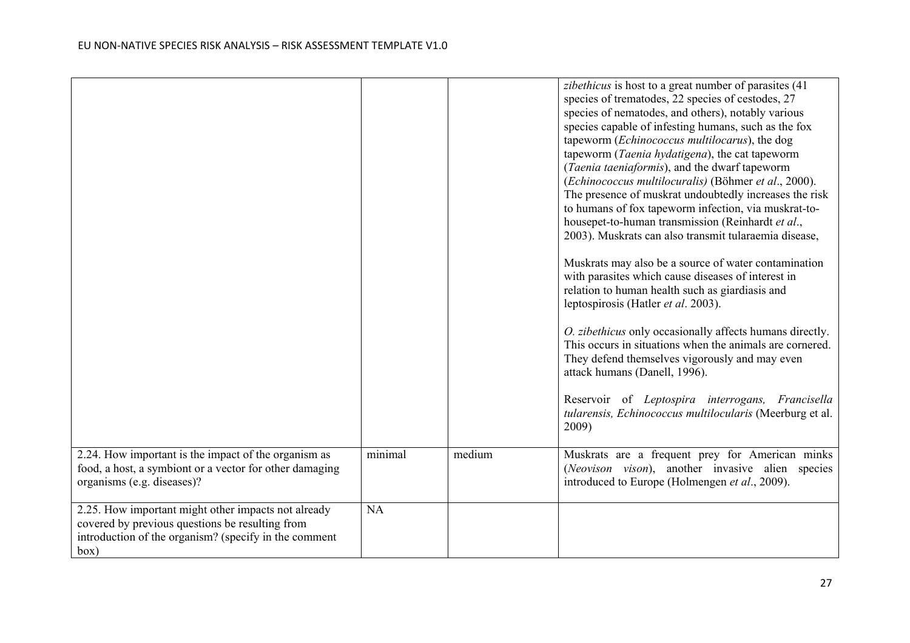| | | | |
|---|---|---|---|
| | | | *zibethicus* is host to a great number of parasites (41 species of trematodes, 22 species of cestodes, 27 species of nematodes, and others), notably various species capable of infesting humans, such as the fox tapeworm (*Echinococcus multilocarus*), the dog tapeworm (*Taenia hydatigena*), the cat tapeworm (*Taenia taeniaformis*), and the dwarf tapeworm (*Echinococcus multilocuralis)* (Böhmer *et al*., 2000). The presence of muskrat undoubtedly increases the risk to humans of fox tapeworm infection, via muskrat-to-housepet-to-human transmission (Reinhardt *et al*., 2003). Muskrats can also transmit tularaemia disease,<br><br>Muskrats may also be a source of water contamination with parasites which cause diseases of interest in relation to human health such as giardiasis and leptospirosis (Hatler *et al*. 2003).<br><br>*O. zibethicus* only occasionally affects humans directly. This occurs in situations when the animals are cornered. They defend themselves vigorously and may even attack humans (Danell, 1996).<br><br>Reservoir of *Leptospira interrogans, Francisella tularensis, Echinococcus multilocularis* (Meerburg et al. 2009) |
| 2.24. How important is the impact of the organism as food, a host, a symbiont or a vector for other damaging organisms (e.g. diseases)? | minimal | medium | Muskrats are a frequent prey for American minks (*Neovison vison*), another invasive alien species introduced to Europe (Holmengen *et al*., 2009). |
| 2.25. How important might other impacts not already covered by previous questions be resulting from introduction of the organism? (specify in the comment box) | NA | | |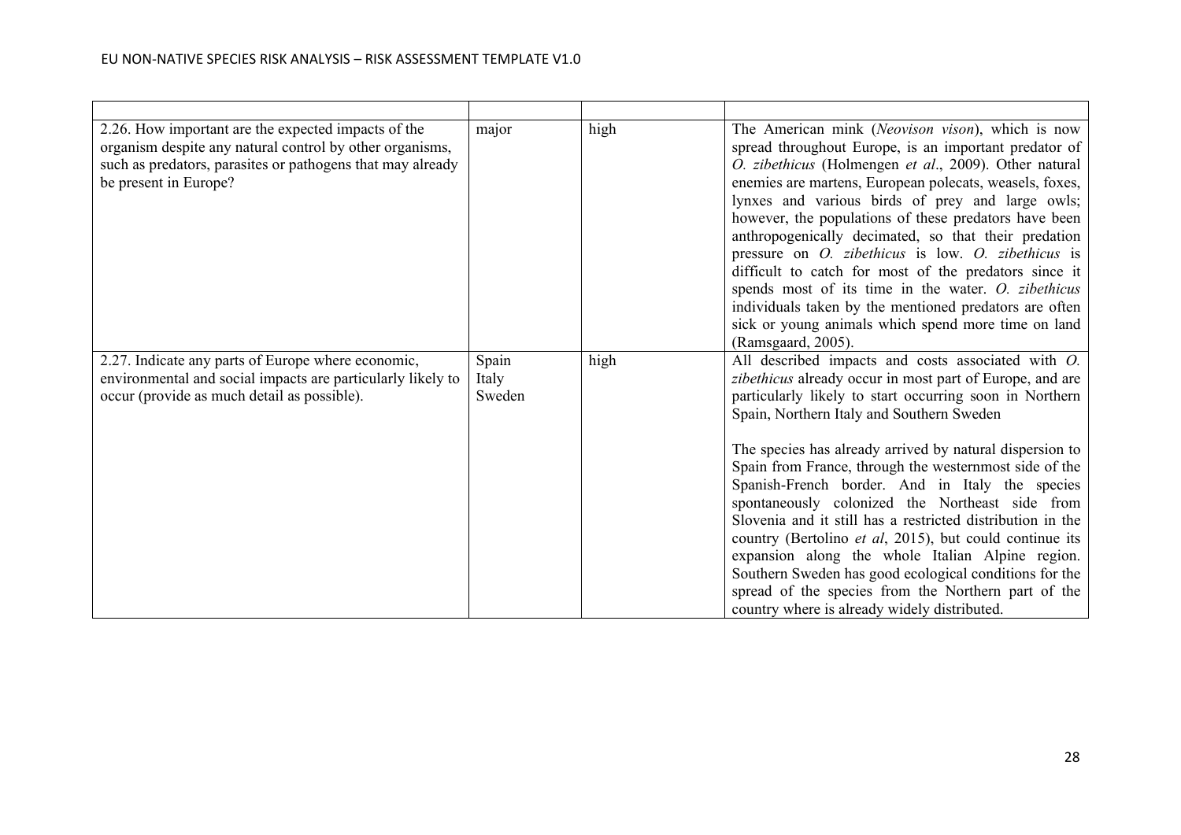|  |  |  |  |
|---|---|---|---|
| 2.26. How important are the expected impacts of the organism despite any natural control by other organisms, such as predators, parasites or pathogens that may already be present in Europe? | major | high | The American mink (*Neovison vison*), which is now spread throughout Europe, is an important predator of *O. zibethicus* (Holmengen *et al*., 2009). Other natural enemies are martens, European polecats, weasels, foxes, lynxes and various birds of prey and large owls; however, the populations of these predators have been anthropogenically decimated, so that their predation pressure on *O. zibethicus* is low. *O. zibethicus* is difficult to catch for most of the predators since it spends most of its time in the water. *O. zibethicus* individuals taken by the mentioned predators are often sick or young animals which spend more time on land (Ramsgaard, 2005). |
| 2.27. Indicate any parts of Europe where economic, environmental and social impacts are particularly likely to occur (provide as much detail as possible). | Spain<br>Italy<br>Sweden | high | All described impacts and costs associated with *O. zibethicus* already occur in most part of Europe, and are particularly likely to start occurring soon in Northern Spain, Northern Italy and Southern Sweden<br><br>The species has already arrived by natural dispersion to Spain from France, through the westernmost side of the Spanish-French border. And in Italy the species spontaneously colonized the Northeast side from Slovenia and it still has a restricted distribution in the country (Bertolino *et al*, 2015), but could continue its expansion along the whole Italian Alpine region. Southern Sweden has good ecological conditions for the spread of the species from the Northern part of the country where is already widely distributed. |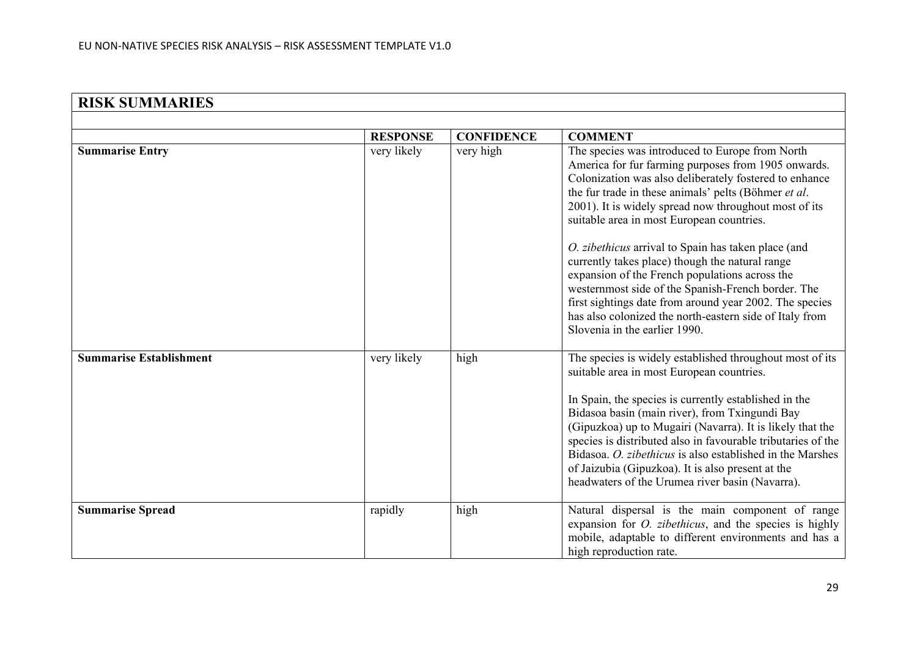## RISK SUMMARIES

| | RESPONSE | CONFIDENCE | COMMENT |
|---|---|---|---|
| **Summarise Entry** | very likely | very high | The species was introduced to Europe from North America for fur farming purposes from 1905 onwards. Colonization was also deliberately fostered to enhance the fur trade in these animals' pelts (Böhmer *et al*. 2001). It is widely spread now throughout most of its suitable area in most European countries.<br><br>*O. zibethicus* arrival to Spain has taken place (and currently takes place) though the natural range expansion of the French populations across the westernmost side of the Spanish-French border. The first sightings date from around year 2002. The species has also colonized the north-eastern side of Italy from Slovenia in the earlier 1990. |
| **Summarise Establishment** | very likely | high | The species is widely established throughout most of its suitable area in most European countries.<br><br>In Spain, the species is currently established in the Bidasoa basin (main river), from Txingundi Bay (Gipuzkoa) up to Mugairi (Navarra). It is likely that the species is distributed also in favourable tributaries of the Bidasoa. *O. zibethicus* is also established in the Marshes of Jaizubia (Gipuzkoa). It is also present at the headwaters of the Urumea river basin (Navarra). |
| **Summarise Spread** | rapidly | high | Natural dispersal is the main component of range expansion for *O. zibethicus*, and the species is highly mobile, adaptable to different environments and has a high reproduction rate. |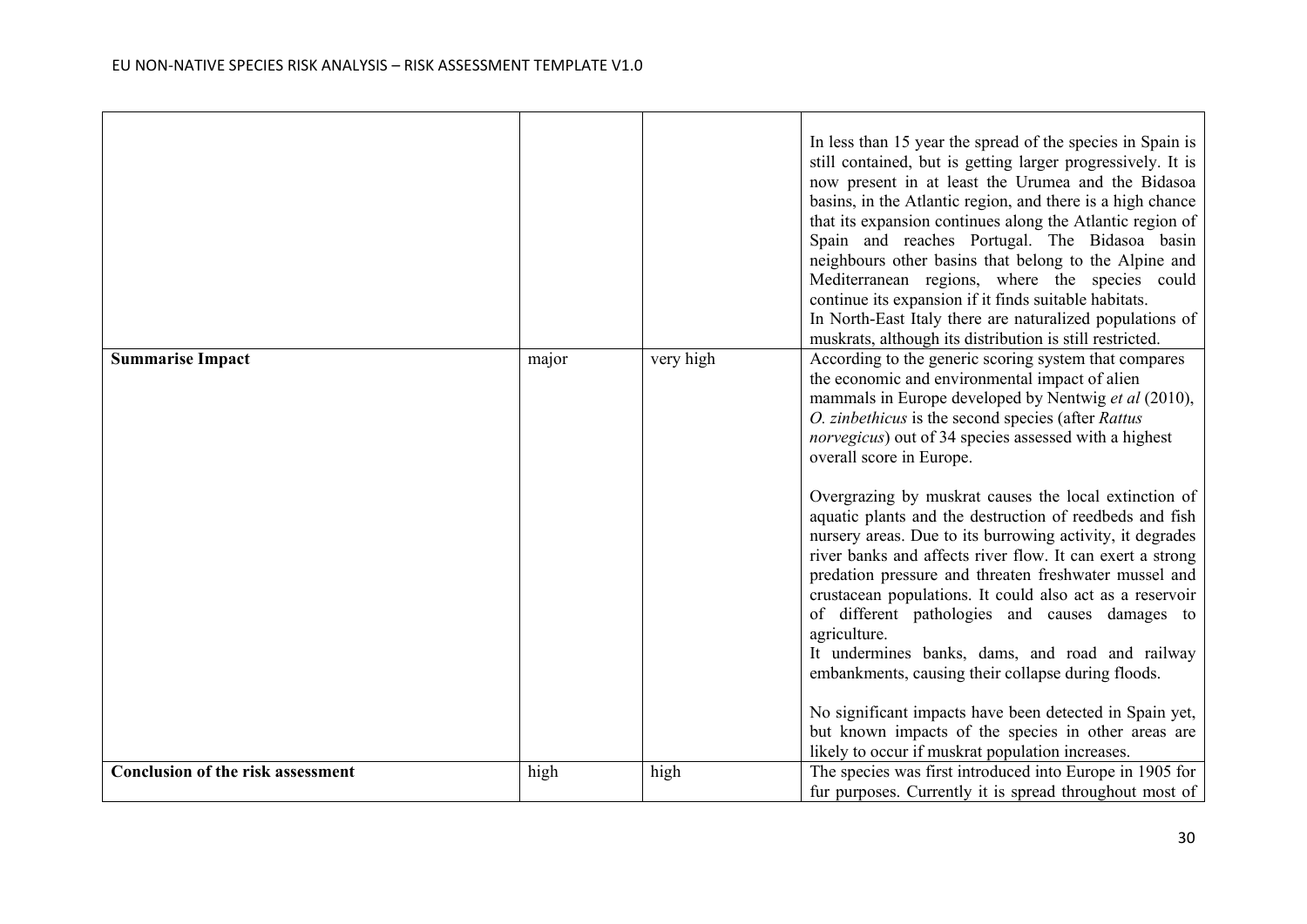| | | | |
|---|---|---|---|
| | | | In less than 15 year the spread of the species in Spain is still contained, but is getting larger progressively. It is now present in at least the Urumea and the Bidasoa basins, in the Atlantic region, and there is a high chance that its expansion continues along the Atlantic region of Spain and reaches Portugal. The Bidasoa basin neighbours other basins that belong to the Alpine and Mediterranean regions, where the species could continue its expansion if it finds suitable habitats.<br>In North-East Italy there are naturalized populations of muskrats, although its distribution is still restricted. |
| **Summarise Impact** | major | very high | According to the generic scoring system that compares the economic and environmental impact of alien mammals in Europe developed by Nentwig *et al* (2010), *O. zinbethicus* is the second species (after *Rattus norvegicus*) out of 34 species assessed with a highest overall score in Europe.<br><br>Overgrazing by muskrat causes the local extinction of aquatic plants and the destruction of reedbeds and fish nursery areas. Due to its burrowing activity, it degrades river banks and affects river flow. It can exert a strong predation pressure and threaten freshwater mussel and crustacean populations. It could also act as a reservoir of different pathologies and causes damages to agriculture.<br>It undermines banks, dams, and road and railway embankments, causing their collapse during floods.<br><br>No significant impacts have been detected in Spain yet, but known impacts of the species in other areas are likely to occur if muskrat population increases. |
| **Conclusion of the risk assessment** | high | high | The species was first introduced into Europe in 1905 for fur purposes. Currently it is spread throughout most of |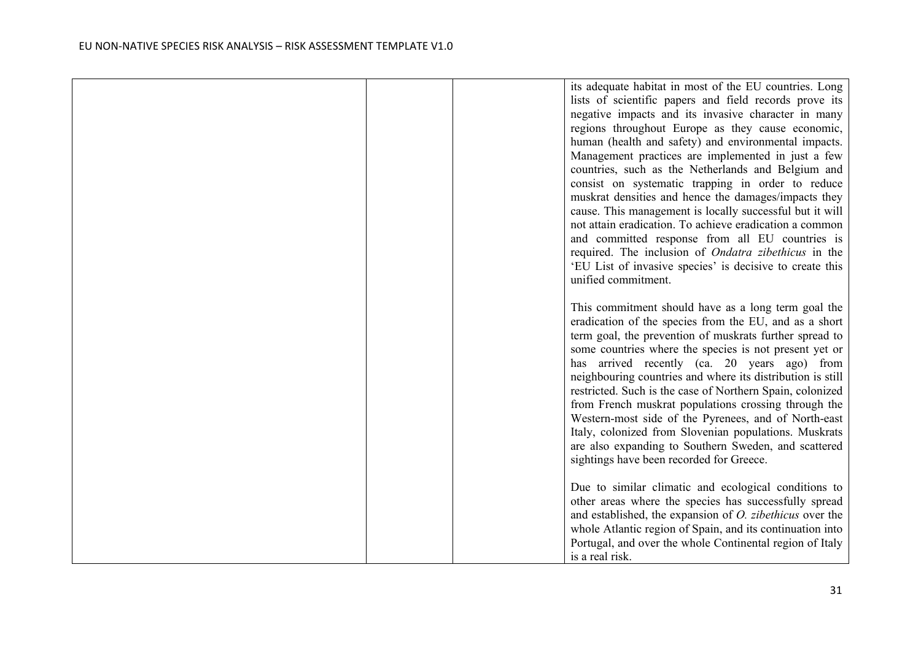| | | | |
|---|---|---|---|
| | | | its adequate habitat in most of the EU countries. Long lists of scientific papers and field records prove its negative impacts and its invasive character in many regions throughout Europe as they cause economic, human (health and safety) and environmental impacts. Management practices are implemented in just a few countries, such as the Netherlands and Belgium and consist on systematic trapping in order to reduce muskrat densities and hence the damages/impacts they cause. This management is locally successful but it will not attain eradication. To achieve eradication a common and committed response from all EU countries is required. The inclusion of *Ondatra zibethicus* in the 'EU List of invasive species' is decisive to create this unified commitment.<br><br>This commitment should have as a long term goal the eradication of the species from the EU, and as a short term goal, the prevention of muskrats further spread to some countries where the species is not present yet or has arrived recently (ca. 20 years ago) from neighbouring countries and where its distribution is still restricted. Such is the case of Northern Spain, colonized from French muskrat populations crossing through the Western-most side of the Pyrenees, and of North-east Italy, colonized from Slovenian populations. Muskrats are also expanding to Southern Sweden, and scattered sightings have been recorded for Greece.<br><br>Due to similar climatic and ecological conditions to other areas where the species has successfully spread and established, the expansion of *O. zibethicus* over the whole Atlantic region of Spain, and its continuation into Portugal, and over the whole Continental region of Italy is a real risk. |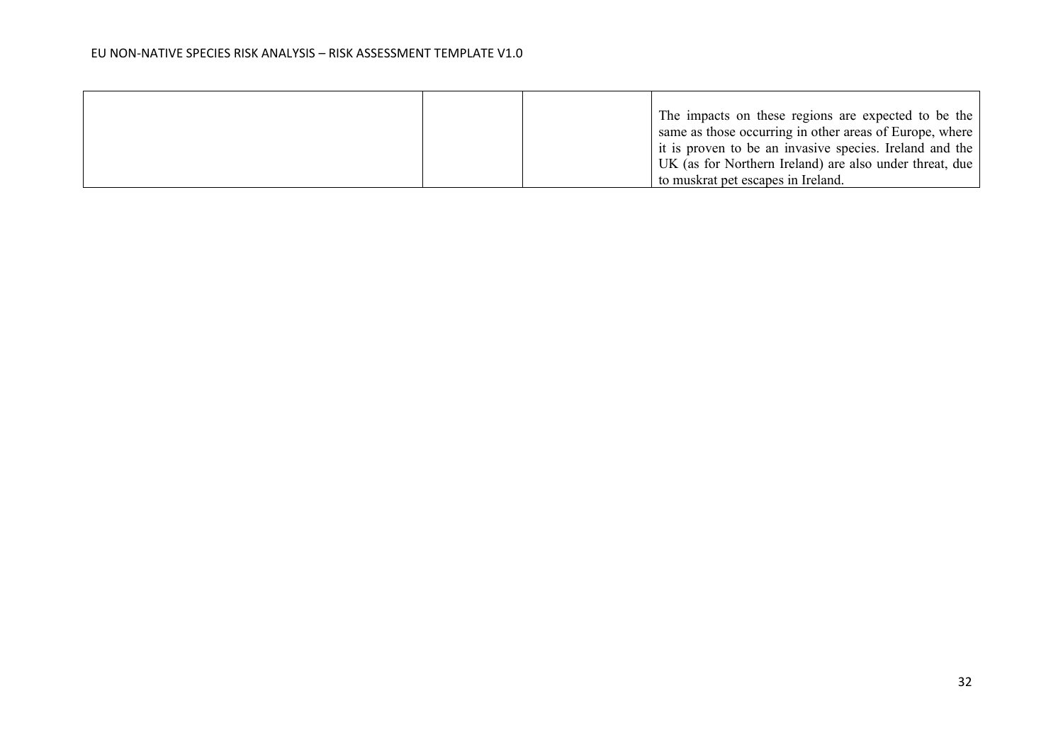| | | | |
|---|---|---|---|
| | | | The impacts on these regions are expected to be the same as those occurring in other areas of Europe, where it is proven to be an invasive species. Ireland and the UK (as for Northern Ireland) are also under threat, due to muskrat pet escapes in Ireland. |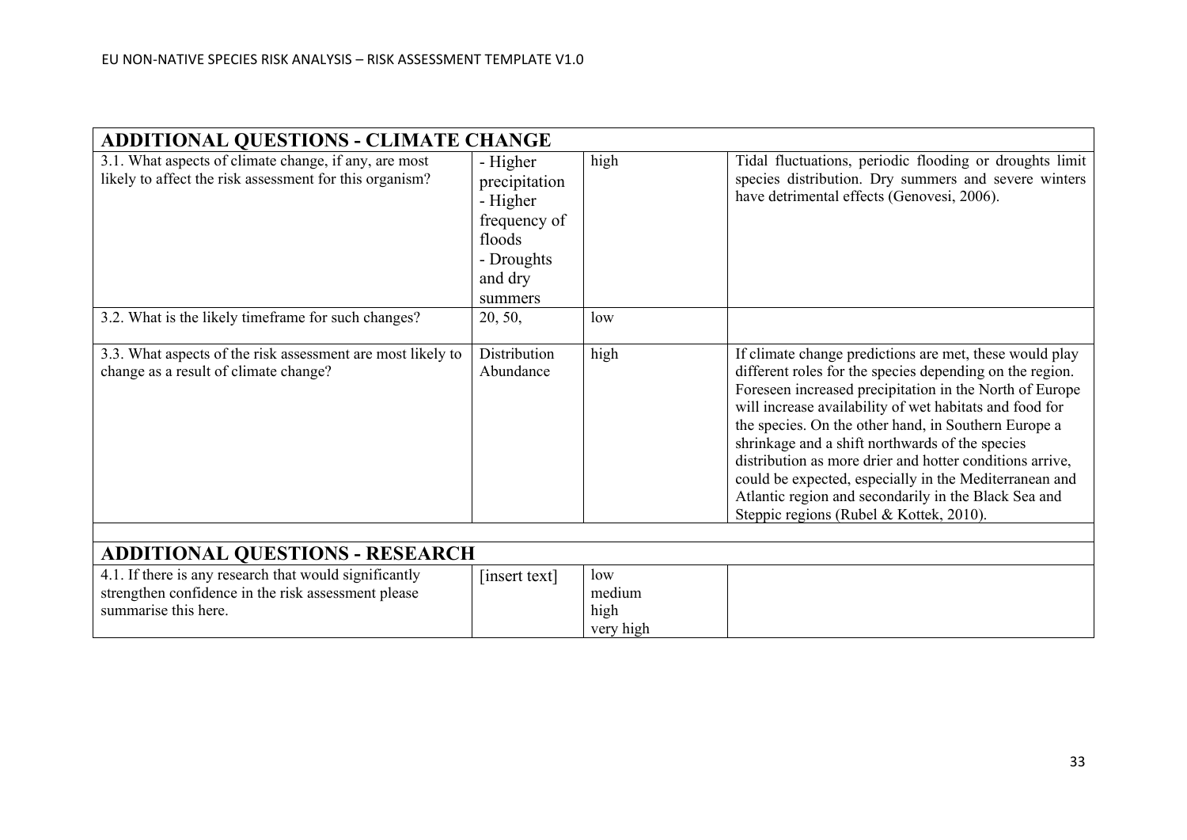| ADDITIONAL QUESTIONS - CLIMATE CHANGE | | | |
|---|---|---|---|
| 3.1. What aspects of climate change, if any, are most likely to affect the risk assessment for this organism? | - Higher precipitation<br>- Higher frequency of floods<br>- Droughts and dry summers | high | Tidal fluctuations, periodic flooding or droughts limit species distribution. Dry summers and severe winters have detrimental effects (Genovesi, 2006). |
| 3.2. What is the likely timeframe for such changes? | 20, 50, | low | |
| 3.3. What aspects of the risk assessment are most likely to change as a result of climate change? | Distribution<br>Abundance | high | If climate change predictions are met, these would play different roles for the species depending on the region. Foreseen increased precipitation in the North of Europe will increase availability of wet habitats and food for the species. On the other hand, in Southern Europe a shrinkage and a shift northwards of the species distribution as more drier and hotter conditions arrive, could be expected, especially in the Mediterranean and Atlantic region and secondarily in the Black Sea and Steppic regions (Rubel & Kottek, 2010). |

| ADDITIONAL QUESTIONS - RESEARCH | | | |
|---|---|---|---|
| 4.1. If there is any research that would significantly strengthen confidence in the risk assessment please summarise this here. | [insert text] | low<br>medium<br>high<br>very high | |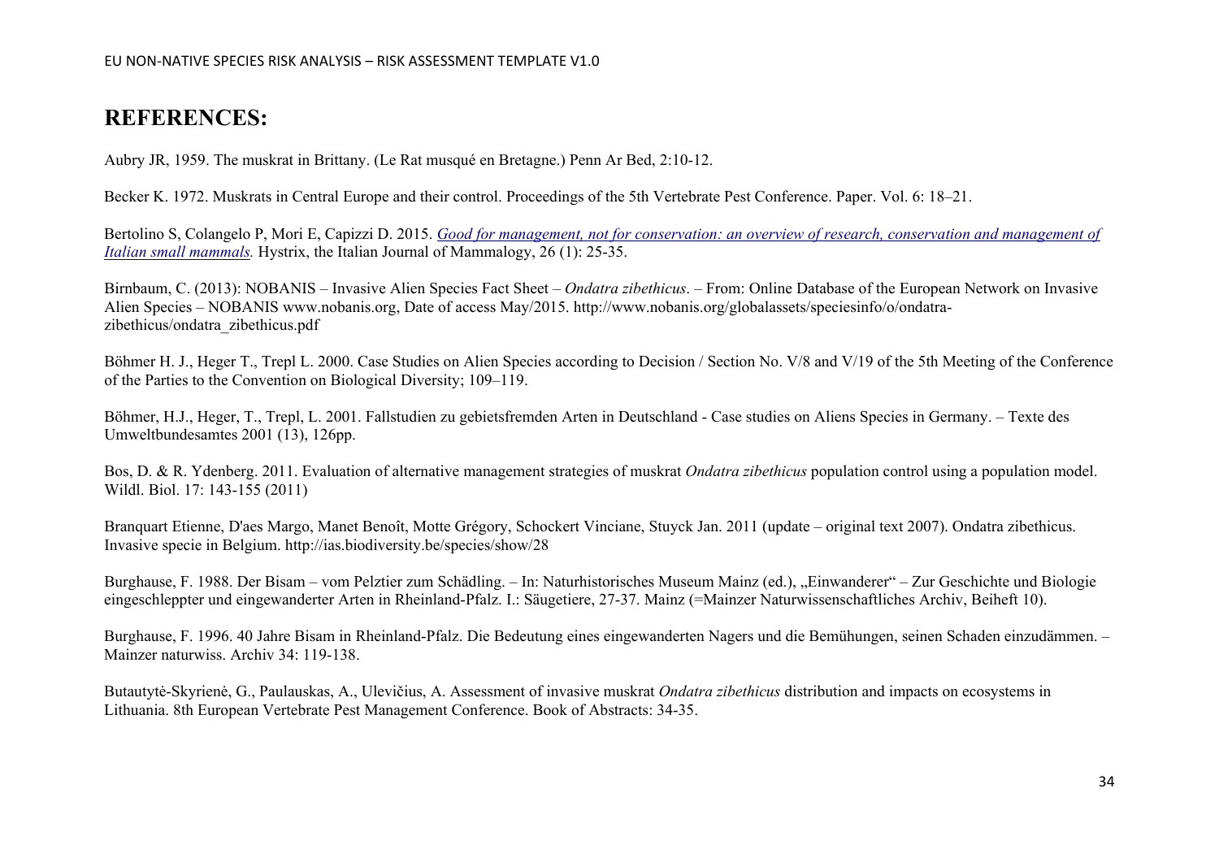## REFERENCES:

Aubry JR, 1959. The muskrat in Brittany. (Le Rat musqué en Bretagne.) Penn Ar Bed, 2:10-12.

Becker K. 1972. Muskrats in Central Europe and their control. Proceedings of the 5th Vertebrate Pest Conference. Paper. Vol. 6: 18–21.

Bertolino S, Colangelo P, Mori E, Capizzi D. 2015. *Good for management, not for conservation: an overview of research, conservation and management of Italian small mammals.* Hystrix, the Italian Journal of Mammalogy, 26 (1): 25-35.

Birnbaum, C. (2013): NOBANIS – Invasive Alien Species Fact Sheet – *Ondatra zibethicus*. – From: Online Database of the European Network on Invasive Alien Species – NOBANIS www.nobanis.org, Date of access May/2015. http://www.nobanis.org/globalassets/speciesinfo/o/ondatra-zibethicus/ondatra_zibethicus.pdf

Böhmer H. J., Heger T., Trepl L. 2000. Case Studies on Alien Species according to Decision / Section No. V/8 and V/19 of the 5th Meeting of the Conference of the Parties to the Convention on Biological Diversity; 109–119.

Böhmer, H.J., Heger, T., Trepl, L. 2001. Fallstudien zu gebietsfremden Arten in Deutschland - Case studies on Aliens Species in Germany. – Texte des Umweltbundesamtes 2001 (13), 126pp.

Bos, D. & R. Ydenberg. 2011. Evaluation of alternative management strategies of muskrat *Ondatra zibethicus* population control using a population model. Wildl. Biol. 17: 143-155 (2011)

Branquart Etienne, D'aes Margo, Manet Benoît, Motte Grégory, Schockert Vinciane, Stuyck Jan. 2011 (update – original text 2007). Ondatra zibethicus. Invasive specie in Belgium. http://ias.biodiversity.be/species/show/28

Burghause, F. 1988. Der Bisam – vom Pelztier zum Schädling. – In: Naturhistorisches Museum Mainz (ed.), „Einwanderer" – Zur Geschichte und Biologie eingeschleppter und eingewanderter Arten in Rheinland-Pfalz. I.: Säugetiere, 27-37. Mainz (=Mainzer Naturwissenschaftliches Archiv, Beiheft 10).

Burghause, F. 1996. 40 Jahre Bisam in Rheinland-Pfalz. Die Bedeutung eines eingewanderten Nagers und die Bemühungen, seinen Schaden einzudämmen. – Mainzer naturwiss. Archiv 34: 119-138.

Butautytė-Skyrienė, G., Paulauskas, A., Ulevičius, A. Assessment of invasive muskrat *Ondatra zibethicus* distribution and impacts on ecosystems in Lithuania. 8th European Vertebrate Pest Management Conference. Book of Abstracts: 34-35.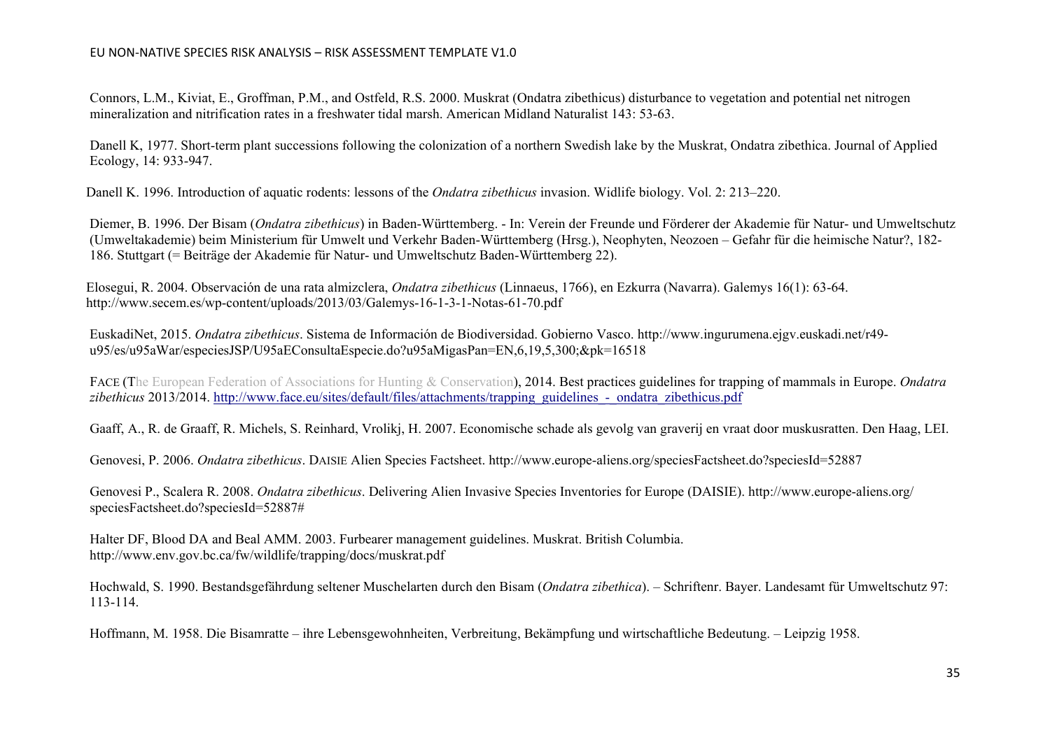Connors, L.M., Kiviat, E., Groffman, P.M., and Ostfeld, R.S. 2000. Muskrat (Ondatra zibethicus) disturbance to vegetation and potential net nitrogen mineralization and nitrification rates in a freshwater tidal marsh. American Midland Naturalist 143: 53-63.

Danell K, 1977. Short-term plant successions following the colonization of a northern Swedish lake by the Muskrat, Ondatra zibethica. Journal of Applied Ecology, 14: 933-947.

Danell K. 1996. Introduction of aquatic rodents: lessons of the *Ondatra zibethicus* invasion. Widlife biology. Vol. 2: 213–220.

Diemer, B. 1996. Der Bisam (*Ondatra zibethicus*) in Baden-Württemberg. - In: Verein der Freunde und Förderer der Akademie für Natur- und Umweltschutz (Umweltakademie) beim Ministerium für Umwelt und Verkehr Baden-Württemberg (Hrsg.), Neophyten, Neozoen – Gefahr für die heimische Natur?, 182-186. Stuttgart (= Beiträge der Akademie für Natur- und Umweltschutz Baden-Württemberg 22).

Elosegui, R. 2004. Observación de una rata almizclera, *Ondatra zibethicus* (Linnaeus, 1766), en Ezkurra (Navarra). Galemys 16(1): 63-64. http://www.secem.es/wp-content/uploads/2013/03/Galemys-16-1-3-1-Notas-61-70.pdf

EuskadiNet, 2015. *Ondatra zibethicus*. Sistema de Información de Biodiversidad. Gobierno Vasco. http://www.ingurumena.ejgv.euskadi.net/r49-u95/es/u95aWar/especiesJSP/U95aEConsultaEspecie.do?u95aMigasPan=EN,6,19,5,300;&pk=16518

FACE (The European Federation of Associations for Hunting & Conservation), 2014. Best practices guidelines for trapping of mammals in Europe. *Ondatra zibethicus* 2013/2014. http://www.face.eu/sites/default/files/attachments/trapping_guidelines_-_ondatra_zibethicus.pdf

Gaaff, A., R. de Graaff, R. Michels, S. Reinhard, Vrolikj, H. 2007. Economische schade als gevolg van graverij en vraat door muskusratten. Den Haag, LEI.

Genovesi, P. 2006. *Ondatra zibethicus*. DAISIE Alien Species Factsheet. http://www.europe-aliens.org/speciesFactsheet.do?speciesId=52887

Genovesi P., Scalera R. 2008. *Ondatra zibethicus*. Delivering Alien Invasive Species Inventories for Europe (DAISIE). http://www.europe-aliens.org/speciesFactsheet.do?speciesId=52887#

Halter DF, Blood DA and Beal AMM. 2003. Furbearer management guidelines. Muskrat. British Columbia. http://www.env.gov.bc.ca/fw/wildlife/trapping/docs/muskrat.pdf

Hochwald, S. 1990. Bestandsgefährdung seltener Muschelarten durch den Bisam (*Ondatra zibethica*). – Schriftenr. Bayer. Landesamt für Umweltschutz 97: 113-114.

Hoffmann, M. 1958. Die Bisamratte – ihre Lebensgewohnheiten, Verbreitung, Bekämpfung und wirtschaftliche Bedeutung. – Leipzig 1958.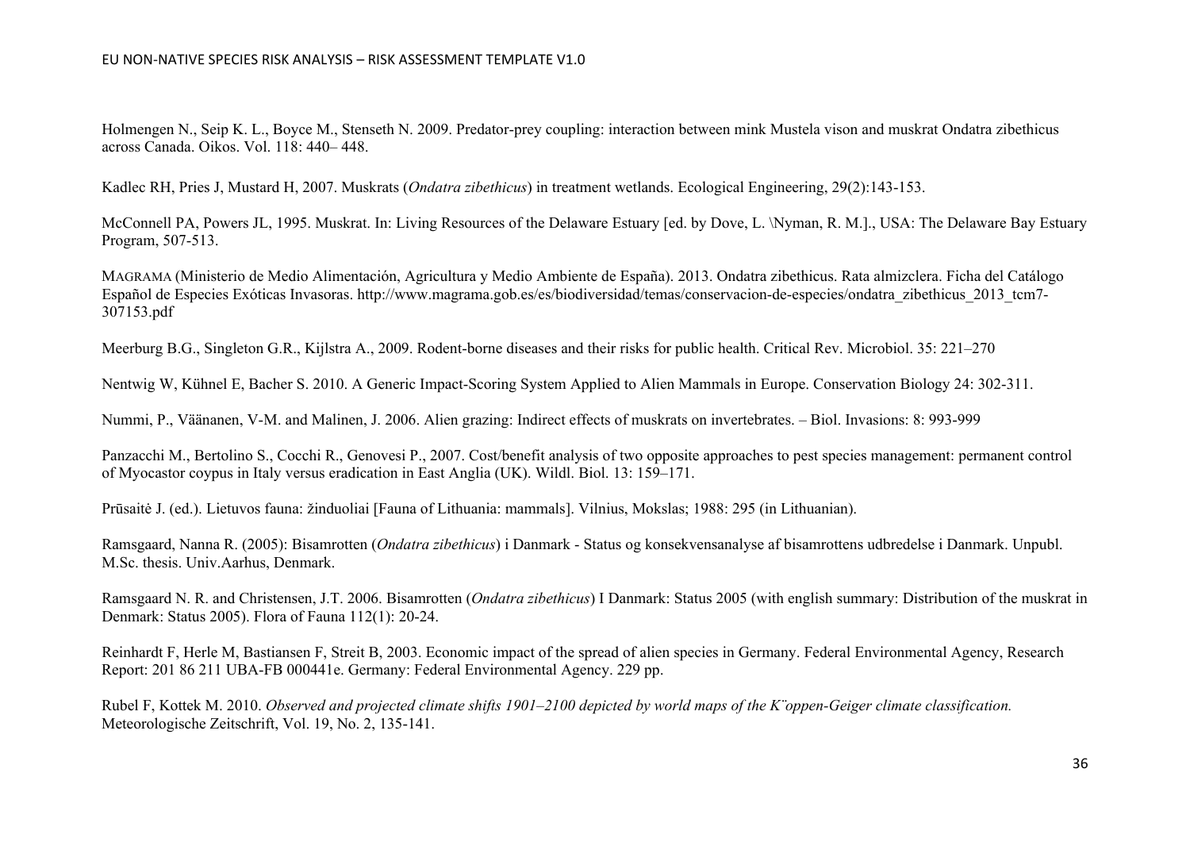Holmengen N., Seip K. L., Boyce M., Stenseth N. 2009. Predator-prey coupling: interaction between mink Mustela vison and muskrat Ondatra zibethicus across Canada. Oikos. Vol. 118: 440– 448.

Kadlec RH, Pries J, Mustard H, 2007. Muskrats (*Ondatra zibethicus*) in treatment wetlands. Ecological Engineering, 29(2):143-153.

McConnell PA, Powers JL, 1995. Muskrat. In: Living Resources of the Delaware Estuary [ed. by Dove, L. \Nyman, R. M.]., USA: The Delaware Bay Estuary Program, 507-513.

MAGRAMA (Ministerio de Medio Alimentación, Agricultura y Medio Ambiente de España). 2013. Ondatra zibethicus. Rata almizclera. Ficha del Catálogo Español de Especies Exóticas Invasoras. http://www.magrama.gob.es/es/biodiversidad/temas/conservacion-de-especies/ondatra_zibethicus_2013_tcm7-307153.pdf

Meerburg B.G., Singleton G.R., Kijlstra A., 2009. Rodent-borne diseases and their risks for public health. Critical Rev. Microbiol. 35: 221–270

Nentwig W, Kühnel E, Bacher S. 2010. A Generic Impact-Scoring System Applied to Alien Mammals in Europe. Conservation Biology 24: 302-311.

Nummi, P., Väänanen, V-M. and Malinen, J. 2006. Alien grazing: Indirect effects of muskrats on invertebrates. – Biol. Invasions: 8: 993-999

Panzacchi M., Bertolino S., Cocchi R., Genovesi P., 2007. Cost/benefit analysis of two opposite approaches to pest species management: permanent control of Myocastor coypus in Italy versus eradication in East Anglia (UK). Wildl. Biol. 13: 159–171.

Prūsaitė J. (ed.). Lietuvos fauna: žinduoliai [Fauna of Lithuania: mammals]. Vilnius, Mokslas; 1988: 295 (in Lithuanian).

Ramsgaard, Nanna R. (2005): Bisamrotten (*Ondatra zibethicus*) i Danmark - Status og konsekvensanalyse af bisamrottens udbredelse i Danmark. Unpubl. M.Sc. thesis. Univ.Aarhus, Denmark.

Ramsgaard N. R. and Christensen, J.T. 2006. Bisamrotten (*Ondatra zibethicus*) I Danmark: Status 2005 (with english summary: Distribution of the muskrat in Denmark: Status 2005). Flora of Fauna 112(1): 20-24.

Reinhardt F, Herle M, Bastiansen F, Streit B, 2003. Economic impact of the spread of alien species in Germany. Federal Environmental Agency, Research Report: 201 86 211 UBA-FB 000441e. Germany: Federal Environmental Agency. 229 pp.

Rubel F, Kottek M. 2010. *Observed and projected climate shifts 1901–2100 depicted by world maps of the K¨oppen-Geiger climate classification.* Meteorologische Zeitschrift, Vol. 19, No. 2, 135-141.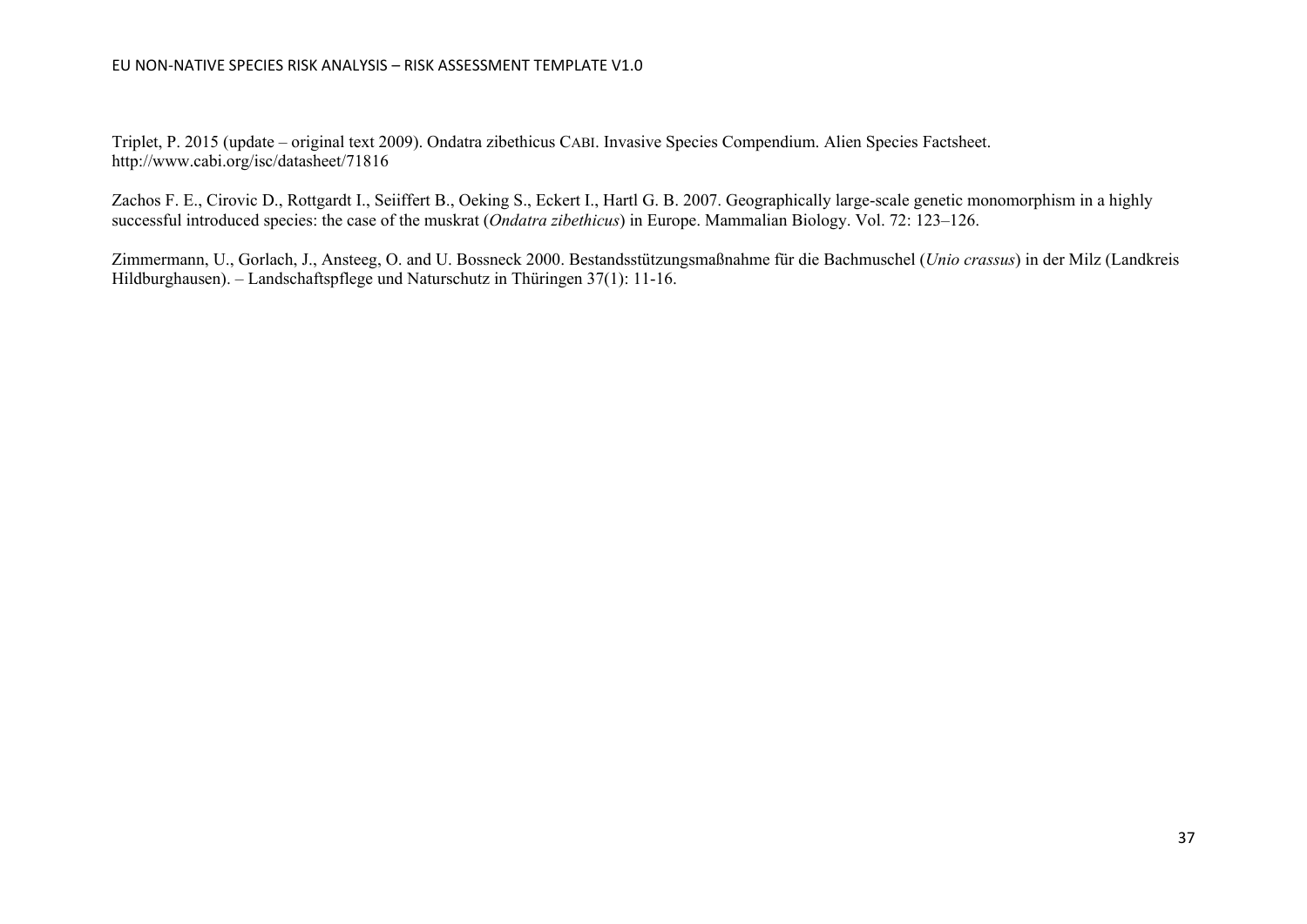Triplet, P. 2015 (update – original text 2009). Ondatra zibethicus CABI. Invasive Species Compendium. Alien Species Factsheet. http://www.cabi.org/isc/datasheet/71816

Zachos F. E., Cirovic D., Rottgardt I., Seiiffert B., Oeking S., Eckert I., Hartl G. B. 2007. Geographically large-scale genetic monomorphism in a highly successful introduced species: the case of the muskrat (*Ondatra zibethicus*) in Europe. Mammalian Biology. Vol. 72: 123–126.

Zimmermann, U., Gorlach, J., Ansteeg, O. and U. Bossneck 2000. Bestandsstützungsmaßnahme für die Bachmuschel (*Unio crassus*) in der Milz (Landkreis Hildburghausen). – Landschaftspflege und Naturschutz in Thüringen 37(1): 11-16.